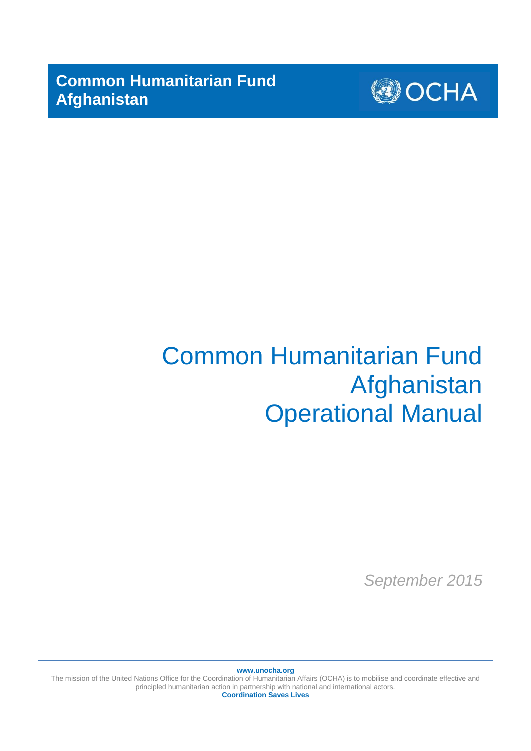**Common Humanitarian Fund**
**Afghanistan**

OCHA

# Common Humanitarian Fund Afghanistan Operational Manual

*September 2015*

**www.unocha.org**
The mission of the United Nations Office for the Coordination of Humanitarian Affairs (OCHA) is to mobilise and coordinate effective and principled humanitarian action in partnership with national and international actors.
**Coordination Saves Lives**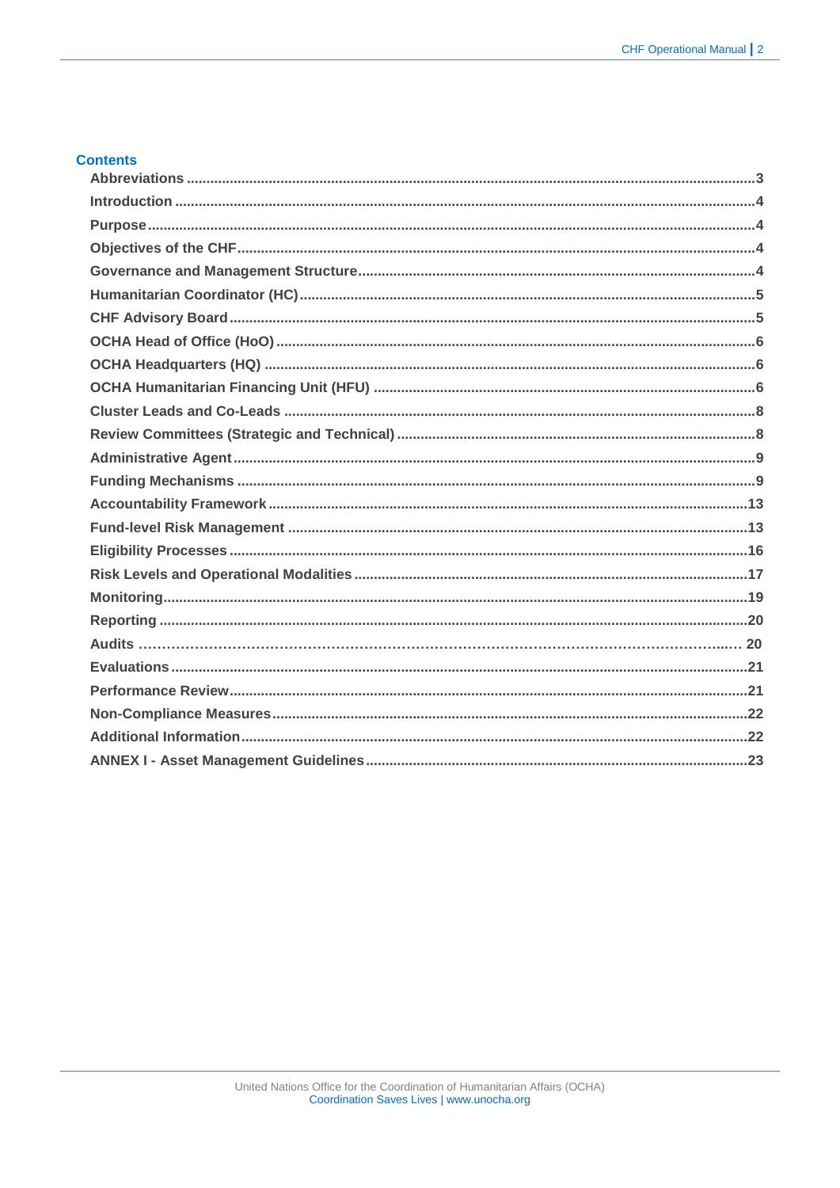## Contents

| | |
|---|---|
| **Abbreviations** | **3** |
| **Introduction** | **4** |
| **Purpose** | **4** |
| **Objectives of the CHF** | **4** |
| **Governance and Management Structure** | **4** |
| **Humanitarian Coordinator (HC)** | **5** |
| **CHF Advisory Board** | **5** |
| **OCHA Head of Office (HoO)** | **6** |
| **OCHA Headquarters (HQ)** | **6** |
| **OCHA Humanitarian Financing Unit (HFU)** | **6** |
| **Cluster Leads and Co-Leads** | **8** |
| **Review Committees (Strategic and Technical)** | **8** |
| **Administrative Agent** | **9** |
| **Funding Mechanisms** | **9** |
| **Accountability Framework** | **13** |
| **Fund-level Risk Management** | **13** |
| **Eligibility Processes** | **16** |
| **Risk Levels and Operational Modalities** | **17** |
| **Monitoring** | **19** |
| **Reporting** | **20** |
| **Audits** | **20** |
| **Evaluations** | **21** |
| **Performance Review** | **21** |
| **Non-Compliance Measures** | **22** |
| **Additional Information** | **22** |
| **ANNEX I - Asset Management Guidelines** | **23** |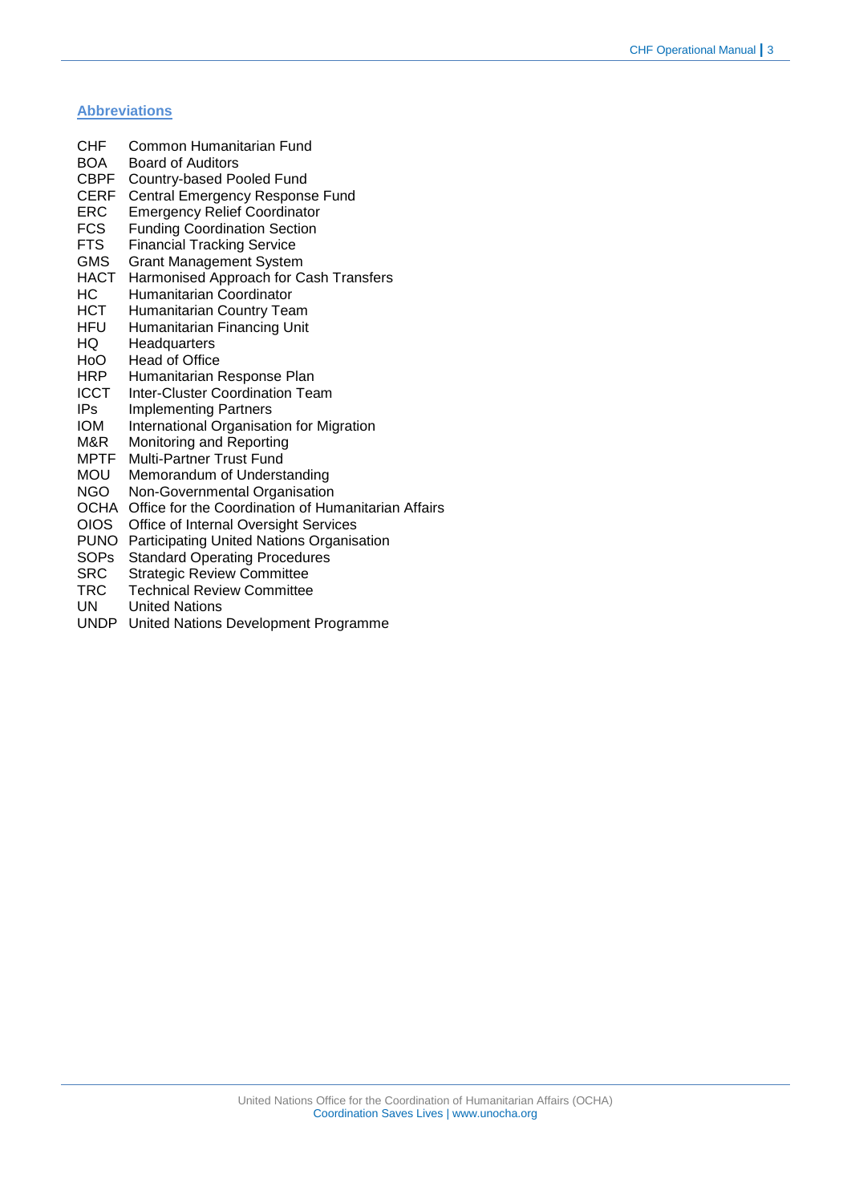## Abbreviations

| | |
|---|---|
| CHF | Common Humanitarian Fund |
| BOA | Board of Auditors |
| CBPF | Country-based Pooled Fund |
| CERF | Central Emergency Response Fund |
| ERC | Emergency Relief Coordinator |
| FCS | Funding Coordination Section |
| FTS | Financial Tracking Service |
| GMS | Grant Management System |
| HACT | Harmonised Approach for Cash Transfers |
| HC | Humanitarian Coordinator |
| HCT | Humanitarian Country Team |
| HFU | Humanitarian Financing Unit |
| HQ | Headquarters |
| HoO | Head of Office |
| HRP | Humanitarian Response Plan |
| ICCT | Inter-Cluster Coordination Team |
| IPs | Implementing Partners |
| IOM | International Organisation for Migration |
| M&R | Monitoring and Reporting |
| MPTF | Multi-Partner Trust Fund |
| MOU | Memorandum of Understanding |
| NGO | Non-Governmental Organisation |
| OCHA | Office for the Coordination of Humanitarian Affairs |
| OIOS | Office of Internal Oversight Services |
| PUNO | Participating United Nations Organisation |
| SOPs | Standard Operating Procedures |
| SRC | Strategic Review Committee |
| TRC | Technical Review Committee |
| UN | United Nations |
| UNDP | United Nations Development Programme |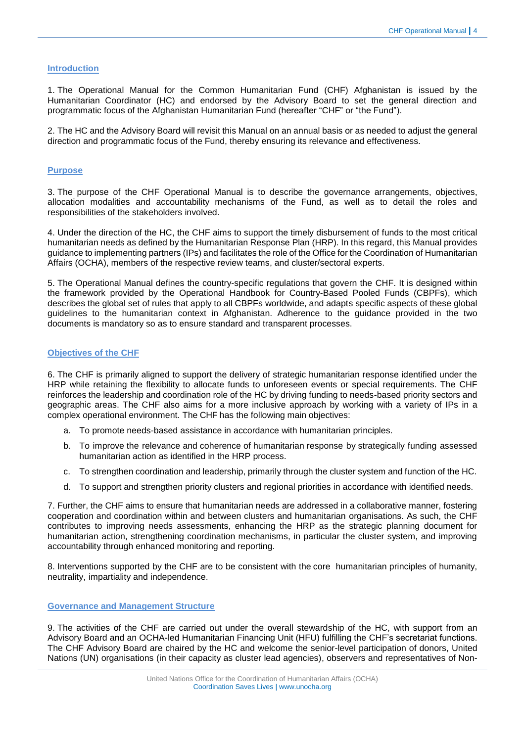## Introduction

1. The Operational Manual for the Common Humanitarian Fund (CHF) Afghanistan is issued by the Humanitarian Coordinator (HC) and endorsed by the Advisory Board to set the general direction and programmatic focus of the Afghanistan Humanitarian Fund (hereafter "CHF" or "the Fund").

2. The HC and the Advisory Board will revisit this Manual on an annual basis or as needed to adjust the general direction and programmatic focus of the Fund, thereby ensuring its relevance and effectiveness.

## Purpose

3. The purpose of the CHF Operational Manual is to describe the governance arrangements, objectives, allocation modalities and accountability mechanisms of the Fund, as well as to detail the roles and responsibilities of the stakeholders involved.

4. Under the direction of the HC, the CHF aims to support the timely disbursement of funds to the most critical humanitarian needs as defined by the Humanitarian Response Plan (HRP). In this regard, this Manual provides guidance to implementing partners (IPs) and facilitates the role of the Office for the Coordination of Humanitarian Affairs (OCHA), members of the respective review teams, and cluster/sectoral experts.

5. The Operational Manual defines the country-specific regulations that govern the CHF. It is designed within the framework provided by the Operational Handbook for Country-Based Pooled Funds (CBPFs), which describes the global set of rules that apply to all CBPFs worldwide, and adapts specific aspects of these global guidelines to the humanitarian context in Afghanistan. Adherence to the guidance provided in the two documents is mandatory so as to ensure standard and transparent processes.

## Objectives of the CHF

6. The CHF is primarily aligned to support the delivery of strategic humanitarian response identified under the HRP while retaining the flexibility to allocate funds to unforeseen events or special requirements. The CHF reinforces the leadership and coordination role of the HC by driving funding to needs-based priority sectors and geographic areas. The CHF also aims for a more inclusive approach by working with a variety of IPs in a complex operational environment. The CHF has the following main objectives:

a. To promote needs-based assistance in accordance with humanitarian principles.

b. To improve the relevance and coherence of humanitarian response by strategically funding assessed humanitarian action as identified in the HRP process.

c. To strengthen coordination and leadership, primarily through the cluster system and function of the HC.

d. To support and strengthen priority clusters and regional priorities in accordance with identified needs.

7. Further, the CHF aims to ensure that humanitarian needs are addressed in a collaborative manner, fostering cooperation and coordination within and between clusters and humanitarian organisations. As such, the CHF contributes to improving needs assessments, enhancing the HRP as the strategic planning document for humanitarian action, strengthening coordination mechanisms, in particular the cluster system, and improving accountability through enhanced monitoring and reporting.

8. Interventions supported by the CHF are to be consistent with the core humanitarian principles of humanity, neutrality, impartiality and independence.

## Governance and Management Structure

9. The activities of the CHF are carried out under the overall stewardship of the HC, with support from an Advisory Board and an OCHA-led Humanitarian Financing Unit (HFU) fulfilling the CHF's secretariat functions. The CHF Advisory Board are chaired by the HC and welcome the senior-level participation of donors, United Nations (UN) organisations (in their capacity as cluster lead agencies), observers and representatives of Non-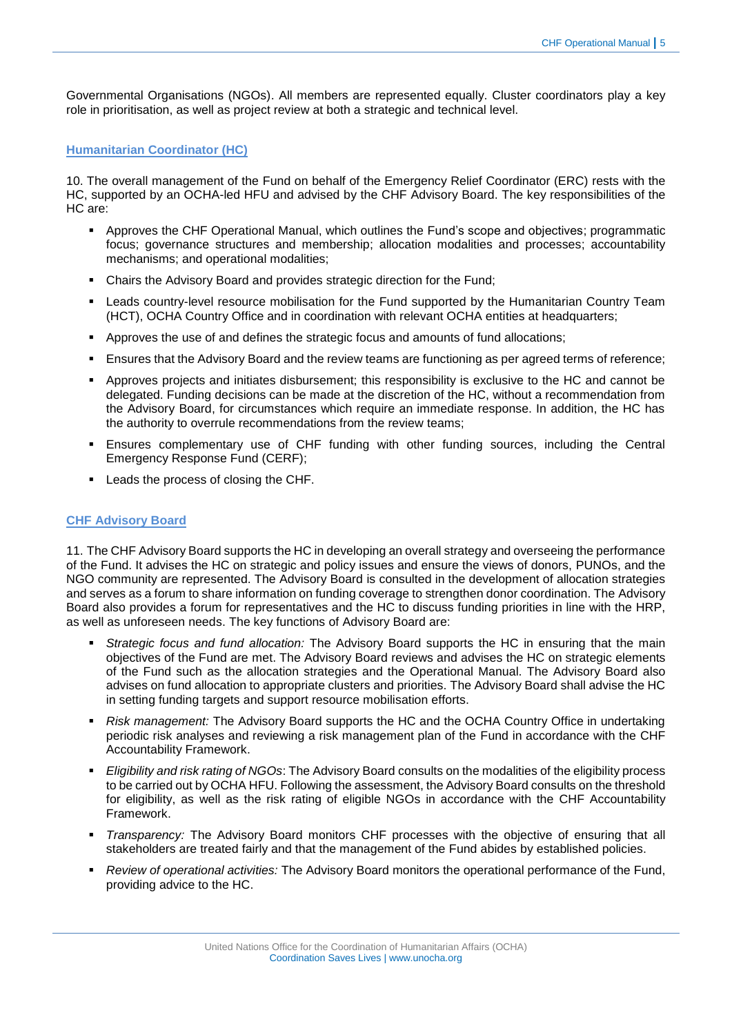Governmental Organisations (NGOs). All members are represented equally. Cluster coordinators play a key role in prioritisation, as well as project review at both a strategic and technical level.

## Humanitarian Coordinator (HC)

10. The overall management of the Fund on behalf of the Emergency Relief Coordinator (ERC) rests with the HC, supported by an OCHA-led HFU and advised by the CHF Advisory Board. The key responsibilities of the HC are:

- Approves the CHF Operational Manual, which outlines the Fund's scope and objectives; programmatic focus; governance structures and membership; allocation modalities and processes; accountability mechanisms; and operational modalities;
- Chairs the Advisory Board and provides strategic direction for the Fund;
- Leads country-level resource mobilisation for the Fund supported by the Humanitarian Country Team (HCT), OCHA Country Office and in coordination with relevant OCHA entities at headquarters;
- Approves the use of and defines the strategic focus and amounts of fund allocations;
- Ensures that the Advisory Board and the review teams are functioning as per agreed terms of reference;
- Approves projects and initiates disbursement; this responsibility is exclusive to the HC and cannot be delegated. Funding decisions can be made at the discretion of the HC, without a recommendation from the Advisory Board, for circumstances which require an immediate response. In addition, the HC has the authority to overrule recommendations from the review teams;
- Ensures complementary use of CHF funding with other funding sources, including the Central Emergency Response Fund (CERF);
- Leads the process of closing the CHF.

## CHF Advisory Board

11. The CHF Advisory Board supports the HC in developing an overall strategy and overseeing the performance of the Fund. It advises the HC on strategic and policy issues and ensure the views of donors, PUNOs, and the NGO community are represented. The Advisory Board is consulted in the development of allocation strategies and serves as a forum to share information on funding coverage to strengthen donor coordination. The Advisory Board also provides a forum for representatives and the HC to discuss funding priorities in line with the HRP, as well as unforeseen needs. The key functions of Advisory Board are:

- *Strategic focus and fund allocation:* The Advisory Board supports the HC in ensuring that the main objectives of the Fund are met. The Advisory Board reviews and advises the HC on strategic elements of the Fund such as the allocation strategies and the Operational Manual. The Advisory Board also advises on fund allocation to appropriate clusters and priorities. The Advisory Board shall advise the HC in setting funding targets and support resource mobilisation efforts.
- *Risk management:* The Advisory Board supports the HC and the OCHA Country Office in undertaking periodic risk analyses and reviewing a risk management plan of the Fund in accordance with the CHF Accountability Framework.
- *Eligibility and risk rating of NGOs*: The Advisory Board consults on the modalities of the eligibility process to be carried out by OCHA HFU. Following the assessment, the Advisory Board consults on the threshold for eligibility, as well as the risk rating of eligible NGOs in accordance with the CHF Accountability Framework.
- *Transparency:* The Advisory Board monitors CHF processes with the objective of ensuring that all stakeholders are treated fairly and that the management of the Fund abides by established policies.
- *Review of operational activities:* The Advisory Board monitors the operational performance of the Fund, providing advice to the HC.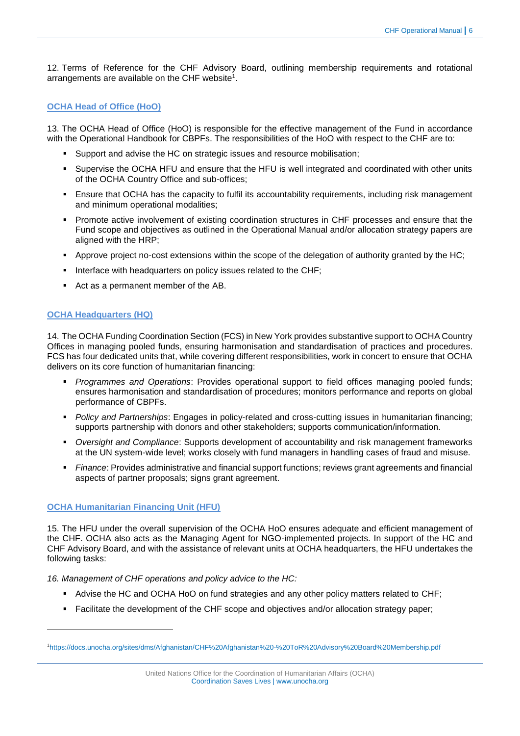12. Terms of Reference for the CHF Advisory Board, outlining membership requirements and rotational arrangements are available on the CHF website[1].

### OCHA Head of Office (HoO)

13. The OCHA Head of Office (HoO) is responsible for the effective management of the Fund in accordance with the Operational Handbook for CBPFs. The responsibilities of the HoO with respect to the CHF are to:

- Support and advise the HC on strategic issues and resource mobilisation;
- Supervise the OCHA HFU and ensure that the HFU is well integrated and coordinated with other units of the OCHA Country Office and sub-offices;
- Ensure that OCHA has the capacity to fulfil its accountability requirements, including risk management and minimum operational modalities;
- Promote active involvement of existing coordination structures in CHF processes and ensure that the Fund scope and objectives as outlined in the Operational Manual and/or allocation strategy papers are aligned with the HRP;
- Approve project no-cost extensions within the scope of the delegation of authority granted by the HC;
- Interface with headquarters on policy issues related to the CHF;
- Act as a permanent member of the AB.

### OCHA Headquarters (HQ)

14. The OCHA Funding Coordination Section (FCS) in New York provides substantive support to OCHA Country Offices in managing pooled funds, ensuring harmonisation and standardisation of practices and procedures. FCS has four dedicated units that, while covering different responsibilities, work in concert to ensure that OCHA delivers on its core function of humanitarian financing:

- *Programmes and Operations*: Provides operational support to field offices managing pooled funds; ensures harmonisation and standardisation of procedures; monitors performance and reports on global performance of CBPFs.
- *Policy and Partnerships*: Engages in policy-related and cross-cutting issues in humanitarian financing; supports partnership with donors and other stakeholders; supports communication/information.
- *Oversight and Compliance*: Supports development of accountability and risk management frameworks at the UN system-wide level; works closely with fund managers in handling cases of fraud and misuse.
- *Finance*: Provides administrative and financial support functions; reviews grant agreements and financial aspects of partner proposals; signs grant agreement.

### OCHA Humanitarian Financing Unit (HFU)

15. The HFU under the overall supervision of the OCHA HoO ensures adequate and efficient management of the CHF. OCHA also acts as the Managing Agent for NGO-implemented projects. In support of the HC and CHF Advisory Board, and with the assistance of relevant units at OCHA headquarters, the HFU undertakes the following tasks:

*16. Management of CHF operations and policy advice to the HC:*

- Advise the HC and OCHA HoO on fund strategies and any other policy matters related to CHF;
- Facilitate the development of the CHF scope and objectives and/or allocation strategy paper;

[1] https://docs.unocha.org/sites/dms/Afghanistan/CHF%20Afghanistan%20-%20ToR%20Advisory%20Board%20Membership.pdf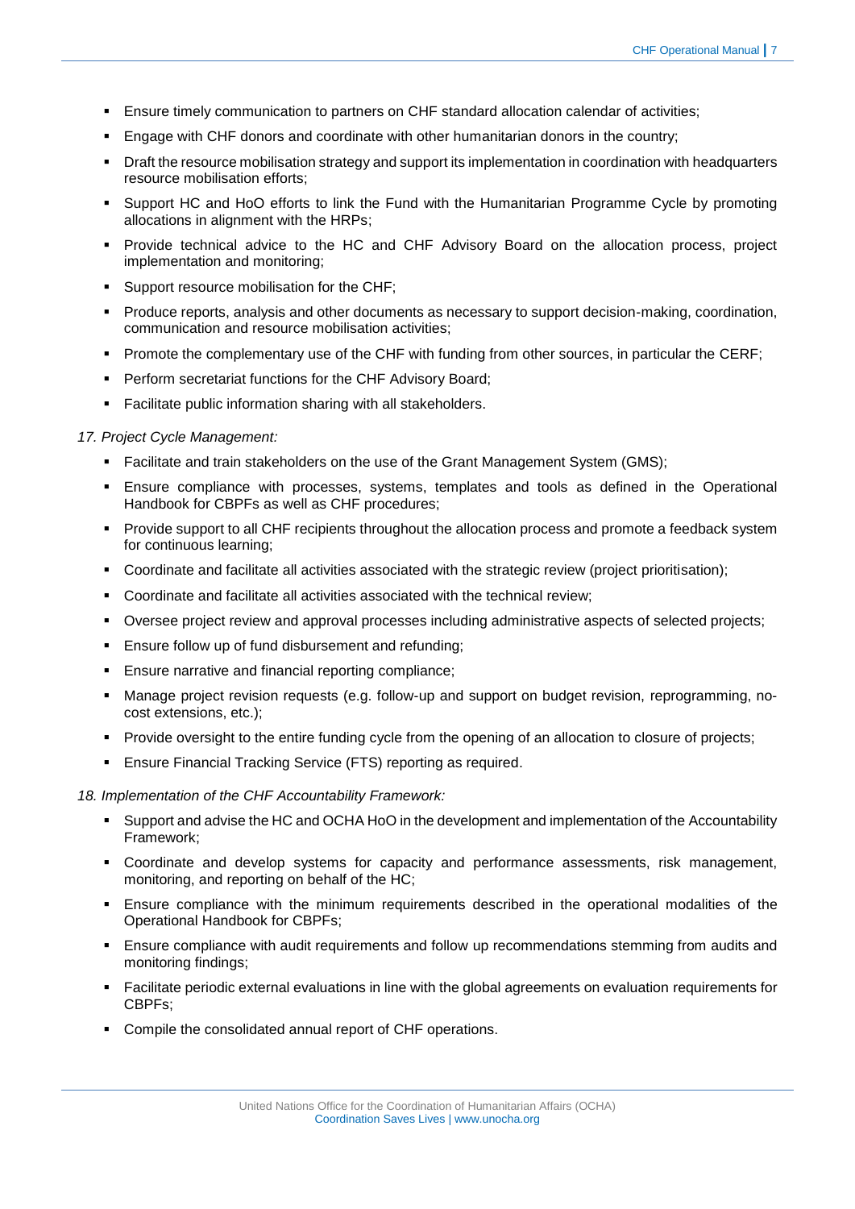- Ensure timely communication to partners on CHF standard allocation calendar of activities;
- Engage with CHF donors and coordinate with other humanitarian donors in the country;
- Draft the resource mobilisation strategy and support its implementation in coordination with headquarters resource mobilisation efforts;
- Support HC and HoO efforts to link the Fund with the Humanitarian Programme Cycle by promoting allocations in alignment with the HRPs;
- Provide technical advice to the HC and CHF Advisory Board on the allocation process, project implementation and monitoring;
- Support resource mobilisation for the CHF;
- Produce reports, analysis and other documents as necessary to support decision-making, coordination, communication and resource mobilisation activities;
- Promote the complementary use of the CHF with funding from other sources, in particular the CERF;
- Perform secretariat functions for the CHF Advisory Board;
- Facilitate public information sharing with all stakeholders.

*17. Project Cycle Management:*

- Facilitate and train stakeholders on the use of the Grant Management System (GMS);
- Ensure compliance with processes, systems, templates and tools as defined in the Operational Handbook for CBPFs as well as CHF procedures;
- Provide support to all CHF recipients throughout the allocation process and promote a feedback system for continuous learning;
- Coordinate and facilitate all activities associated with the strategic review (project prioritisation);
- Coordinate and facilitate all activities associated with the technical review;
- Oversee project review and approval processes including administrative aspects of selected projects;
- Ensure follow up of fund disbursement and refunding;
- Ensure narrative and financial reporting compliance;
- Manage project revision requests (e.g. follow-up and support on budget revision, reprogramming, no-cost extensions, etc.);
- Provide oversight to the entire funding cycle from the opening of an allocation to closure of projects;
- Ensure Financial Tracking Service (FTS) reporting as required.

*18. Implementation of the CHF Accountability Framework:*

- Support and advise the HC and OCHA HoO in the development and implementation of the Accountability Framework;
- Coordinate and develop systems for capacity and performance assessments, risk management, monitoring, and reporting on behalf of the HC;
- Ensure compliance with the minimum requirements described in the operational modalities of the Operational Handbook for CBPFs;
- Ensure compliance with audit requirements and follow up recommendations stemming from audits and monitoring findings;
- Facilitate periodic external evaluations in line with the global agreements on evaluation requirements for CBPFs;
- Compile the consolidated annual report of CHF operations.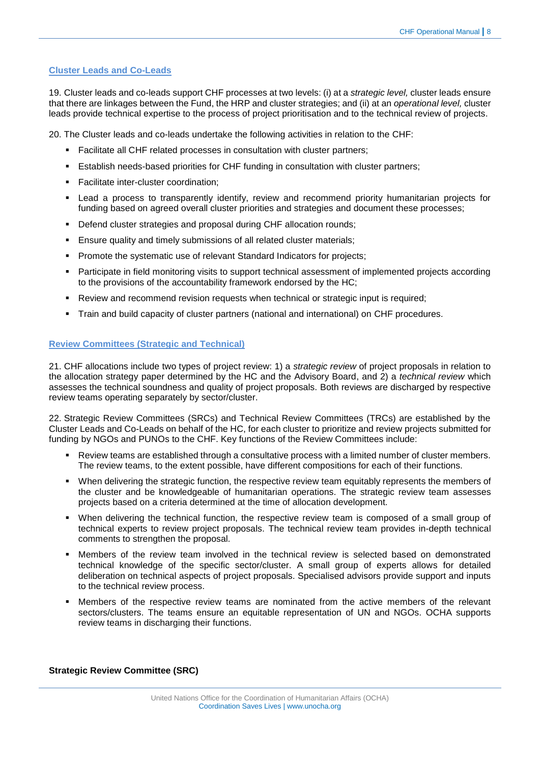### Cluster Leads and Co-Leads

19. Cluster leads and co-leads support CHF processes at two levels: (i) at a *strategic level,* cluster leads ensure that there are linkages between the Fund, the HRP and cluster strategies; and (ii) at an *operational level,* cluster leads provide technical expertise to the process of project prioritisation and to the technical review of projects.

20. The Cluster leads and co-leads undertake the following activities in relation to the CHF:

- Facilitate all CHF related processes in consultation with cluster partners;
- Establish needs-based priorities for CHF funding in consultation with cluster partners;
- Facilitate inter-cluster coordination;
- Lead a process to transparently identify, review and recommend priority humanitarian projects for funding based on agreed overall cluster priorities and strategies and document these processes;
- Defend cluster strategies and proposal during CHF allocation rounds;
- Ensure quality and timely submissions of all related cluster materials;
- Promote the systematic use of relevant Standard Indicators for projects;
- Participate in field monitoring visits to support technical assessment of implemented projects according to the provisions of the accountability framework endorsed by the HC;
- Review and recommend revision requests when technical or strategic input is required;
- Train and build capacity of cluster partners (national and international) on CHF procedures.

### Review Committees (Strategic and Technical)

21. CHF allocations include two types of project review: 1) a *strategic review* of project proposals in relation to the allocation strategy paper determined by the HC and the Advisory Board, and 2) a *technical review* which assesses the technical soundness and quality of project proposals. Both reviews are discharged by respective review teams operating separately by sector/cluster.

22. Strategic Review Committees (SRCs) and Technical Review Committees (TRCs) are established by the Cluster Leads and Co-Leads on behalf of the HC, for each cluster to prioritize and review projects submitted for funding by NGOs and PUNOs to the CHF. Key functions of the Review Committees include:

- Review teams are established through a consultative process with a limited number of cluster members. The review teams, to the extent possible, have different compositions for each of their functions.
- When delivering the strategic function, the respective review team equitably represents the members of the cluster and be knowledgeable of humanitarian operations. The strategic review team assesses projects based on a criteria determined at the time of allocation development.
- When delivering the technical function, the respective review team is composed of a small group of technical experts to review project proposals. The technical review team provides in-depth technical comments to strengthen the proposal.
- Members of the review team involved in the technical review is selected based on demonstrated technical knowledge of the specific sector/cluster. A small group of experts allows for detailed deliberation on technical aspects of project proposals. Specialised advisors provide support and inputs to the technical review process.
- Members of the respective review teams are nominated from the active members of the relevant sectors/clusters. The teams ensure an equitable representation of UN and NGOs. OCHA supports review teams in discharging their functions.

**Strategic Review Committee (SRC)**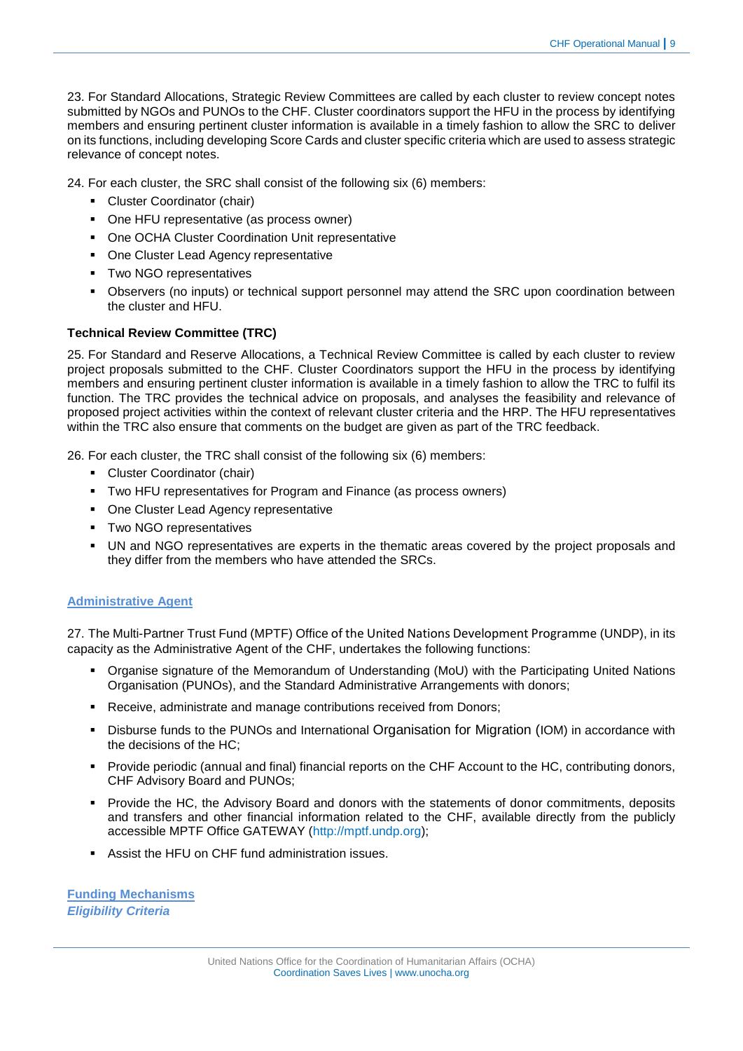23. For Standard Allocations, Strategic Review Committees are called by each cluster to review concept notes submitted by NGOs and PUNOs to the CHF. Cluster coordinators support the HFU in the process by identifying members and ensuring pertinent cluster information is available in a timely fashion to allow the SRC to deliver on its functions, including developing Score Cards and cluster specific criteria which are used to assess strategic relevance of concept notes.

24. For each cluster, the SRC shall consist of the following six (6) members:

- Cluster Coordinator (chair)
- One HFU representative (as process owner)
- One OCHA Cluster Coordination Unit representative
- One Cluster Lead Agency representative
- Two NGO representatives
- Observers (no inputs) or technical support personnel may attend the SRC upon coordination between the cluster and HFU.

**Technical Review Committee (TRC)**

25. For Standard and Reserve Allocations, a Technical Review Committee is called by each cluster to review project proposals submitted to the CHF. Cluster Coordinators support the HFU in the process by identifying members and ensuring pertinent cluster information is available in a timely fashion to allow the TRC to fulfil its function. The TRC provides the technical advice on proposals, and analyses the feasibility and relevance of proposed project activities within the context of relevant cluster criteria and the HRP. The HFU representatives within the TRC also ensure that comments on the budget are given as part of the TRC feedback.

26. For each cluster, the TRC shall consist of the following six (6) members:

- Cluster Coordinator (chair)
- Two HFU representatives for Program and Finance (as process owners)
- One Cluster Lead Agency representative
- Two NGO representatives
- UN and NGO representatives are experts in the thematic areas covered by the project proposals and they differ from the members who have attended the SRCs.

## Administrative Agent

27. The Multi-Partner Trust Fund (MPTF) Office of the United Nations Development Programme (UNDP), in its capacity as the Administrative Agent of the CHF, undertakes the following functions:

- Organise signature of the Memorandum of Understanding (MoU) with the Participating United Nations Organisation (PUNOs), and the Standard Administrative Arrangements with donors;
- Receive, administrate and manage contributions received from Donors;
- Disburse funds to the PUNOs and International Organisation for Migration (IOM) in accordance with the decisions of the HC;
- Provide periodic (annual and final) financial reports on the CHF Account to the HC, contributing donors, CHF Advisory Board and PUNOs;
- Provide the HC, the Advisory Board and donors with the statements of donor commitments, deposits and transfers and other financial information related to the CHF, available directly from the publicly accessible MPTF Office GATEWAY (http://mptf.undp.org);
- Assist the HFU on CHF fund administration issues.

## Funding Mechanisms

### *Eligibility Criteria*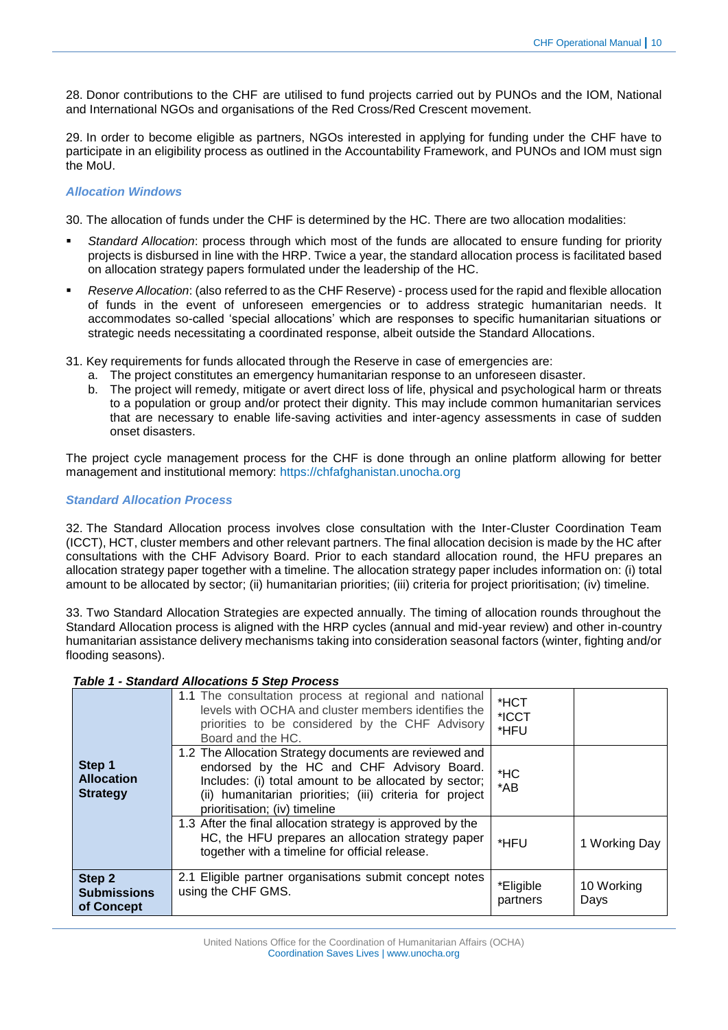28. Donor contributions to the CHF are utilised to fund projects carried out by PUNOs and the IOM, National and International NGOs and organisations of the Red Cross/Red Crescent movement.

29. In order to become eligible as partners, NGOs interested in applying for funding under the CHF have to participate in an eligibility process as outlined in the Accountability Framework, and PUNOs and IOM must sign the MoU.

### *Allocation Windows*

30. The allocation of funds under the CHF is determined by the HC. There are two allocation modalities:

- *Standard Allocation*: process through which most of the funds are allocated to ensure funding for priority projects is disbursed in line with the HRP. Twice a year, the standard allocation process is facilitated based on allocation strategy papers formulated under the leadership of the HC.
- *Reserve Allocation*: (also referred to as the CHF Reserve) - process used for the rapid and flexible allocation of funds in the event of unforeseen emergencies or to address strategic humanitarian needs. It accommodates so-called 'special allocations' which are responses to specific humanitarian situations or strategic needs necessitating a coordinated response, albeit outside the Standard Allocations.

31. Key requirements for funds allocated through the Reserve in case of emergencies are:

a. The project constitutes an emergency humanitarian response to an unforeseen disaster.

b. The project will remedy, mitigate or avert direct loss of life, physical and psychological harm or threats to a population or group and/or protect their dignity. This may include common humanitarian services that are necessary to enable life-saving activities and inter-agency assessments in case of sudden onset disasters.

The project cycle management process for the CHF is done through an online platform allowing for better management and institutional memory: https://chfafghanistan.unocha.org

### *Standard Allocation Process*

32. The Standard Allocation process involves close consultation with the Inter-Cluster Coordination Team (ICCT), HCT, cluster members and other relevant partners. The final allocation decision is made by the HC after consultations with the CHF Advisory Board. Prior to each standard allocation round, the HFU prepares an allocation strategy paper together with a timeline. The allocation strategy paper includes information on: (i) total amount to be allocated by sector; (ii) humanitarian priorities; (iii) criteria for project prioritisation; (iv) timeline.

33. Two Standard Allocation Strategies are expected annually. The timing of allocation rounds throughout the Standard Allocation process is aligned with the HRP cycles (annual and mid-year review) and other in-country humanitarian assistance delivery mechanisms taking into consideration seasonal factors (winter, fighting and/or flooding seasons).

***Table 1 - Standard Allocations 5 Step Process***

| | | | |
|---|---|---|---|
| **Step 1 Allocation Strategy** | 1.1 The consultation process at regional and national levels with OCHA and cluster members identifies the priorities to be considered by the CHF Advisory Board and the HC. | *HCT *ICCT *HFU | |
| | 1.2 The Allocation Strategy documents are reviewed and endorsed by the HC and CHF Advisory Board. Includes: (i) total amount to be allocated by sector; (ii) humanitarian priorities; (iii) criteria for project prioritisation; (iv) timeline | *HC *AB | |
| | 1.3 After the final allocation strategy is approved by the HC, the HFU prepares an allocation strategy paper together with a timeline for official release. | *HFU | 1 Working Day |
| **Step 2 Submissions of Concept** | 2.1 Eligible partner organisations submit concept notes using the CHF GMS. | *Eligible partners | 10 Working Days |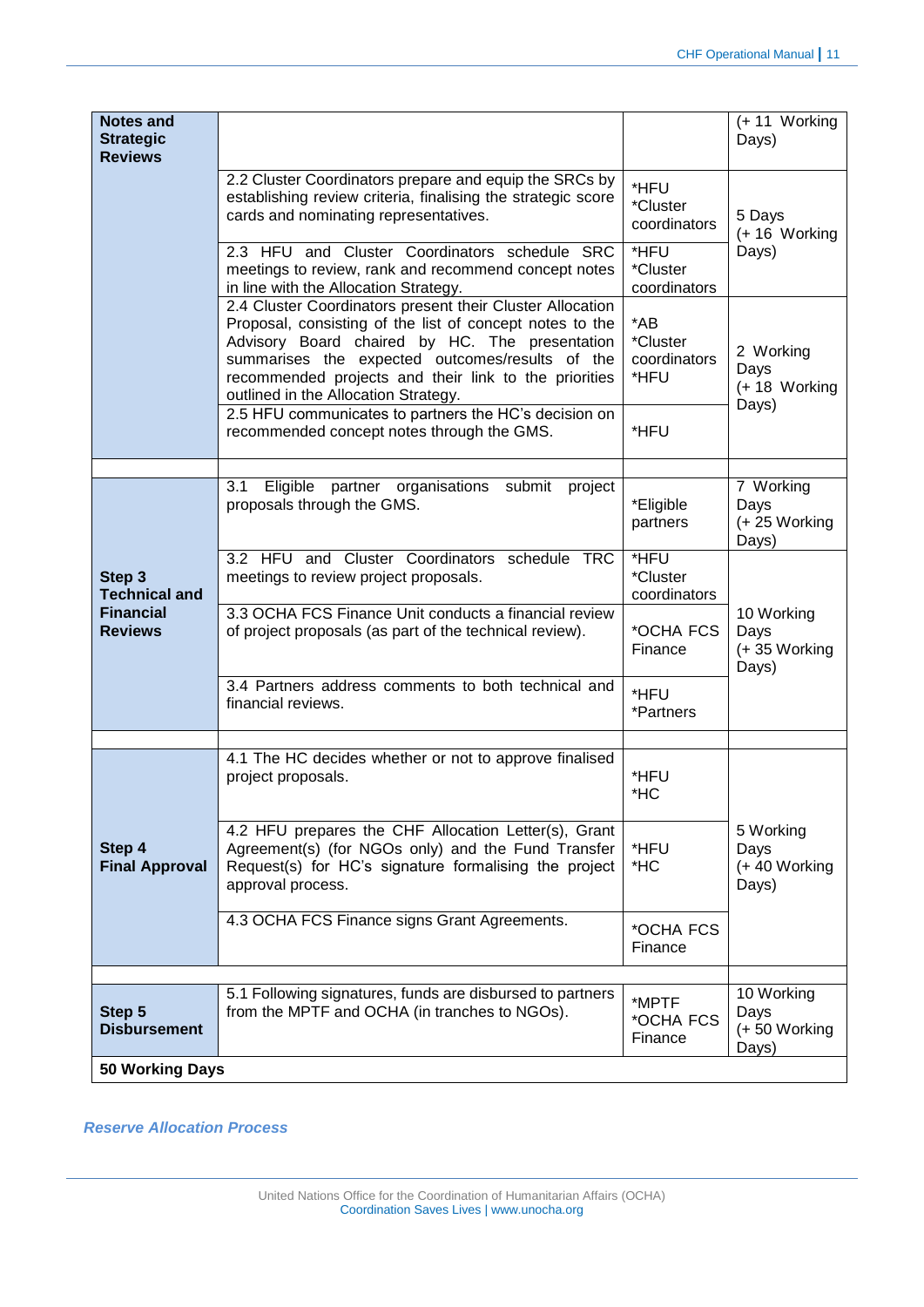| Notes and Strategic Reviews | | | (+ 11 Working Days) |
|---|---|---|---|
| | 2.2 Cluster Coordinators prepare and equip the SRCs by establishing review criteria, finalising the strategic score cards and nominating representatives. | *HFU *Cluster coordinators | 5 Days (+ 16 Working Days) |
| | 2.3 HFU and Cluster Coordinators schedule SRC meetings to review, rank and recommend concept notes in line with the Allocation Strategy. | *HFU *Cluster coordinators | |
| | 2.4 Cluster Coordinators present their Cluster Allocation Proposal, consisting of the list of concept notes to the Advisory Board chaired by HC. The presentation summarises the expected outcomes/results of the recommended projects and their link to the priorities outlined in the Allocation Strategy. | *AB *Cluster coordinators *HFU | 2 Working Days (+ 18 Working Days) |
| | 2.5 HFU communicates to partners the HC's decision on recommended concept notes through the GMS. | *HFU | |
| | | | |
| **Step 3 Technical and Financial Reviews** | 3.1 Eligible partner organisations submit project proposals through the GMS. | *Eligible partners | 7 Working Days (+ 25 Working Days) |
| | 3.2 HFU and Cluster Coordinators schedule TRC meetings to review project proposals. | *HFU *Cluster coordinators | 10 Working Days (+ 35 Working Days) |
| | 3.3 OCHA FCS Finance Unit conducts a financial review of project proposals (as part of the technical review). | *OCHA FCS Finance | |
| | 3.4 Partners address comments to both technical and financial reviews. | *HFU *Partners | |
| | | | |
| **Step 4 Final Approval** | 4.1 The HC decides whether or not to approve finalised project proposals. | *HFU *HC | 5 Working Days (+ 40 Working Days) |
| | 4.2 HFU prepares the CHF Allocation Letter(s), Grant Agreement(s) (for NGOs only) and the Fund Transfer Request(s) for HC's signature formalising the project approval process. | *HFU *HC | |
| | 4.3 OCHA FCS Finance signs Grant Agreements. | *OCHA FCS Finance | |
| | | | |
| **Step 5 Disbursement** | 5.1 Following signatures, funds are disbursed to partners from the MPTF and OCHA (in tranches to NGOs). | *MPTF *OCHA FCS Finance | 10 Working Days (+ 50 Working Days) |
| **50 Working Days** | | | |

### *Reserve Allocation Process*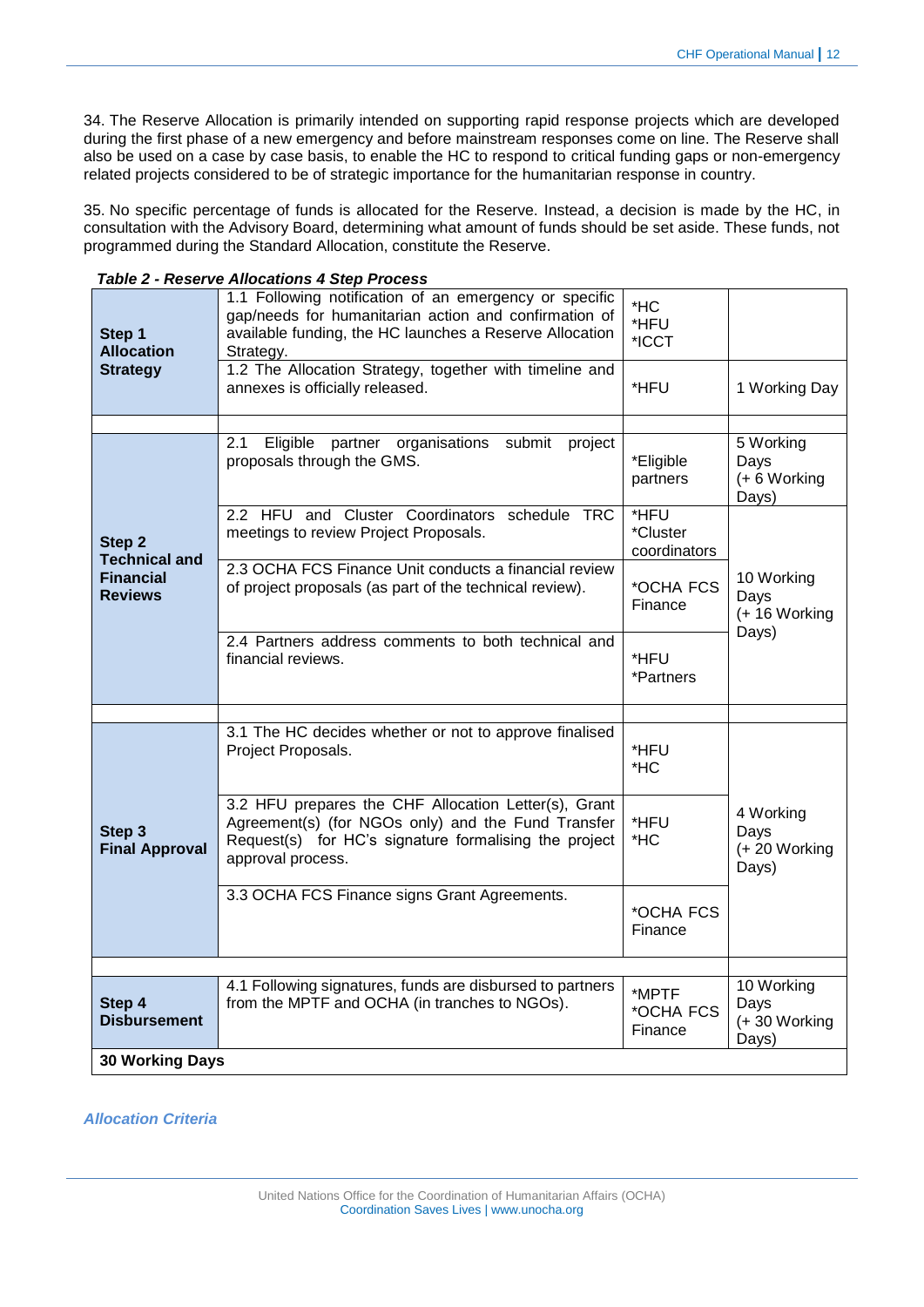34. The Reserve Allocation is primarily intended on supporting rapid response projects which are developed during the first phase of a new emergency and before mainstream responses come on line. The Reserve shall also be used on a case by case basis, to enable the HC to respond to critical funding gaps or non-emergency related projects considered to be of strategic importance for the humanitarian response in country.

35. No specific percentage of funds is allocated for the Reserve. Instead, a decision is made by the HC, in consultation with the Advisory Board, determining what amount of funds should be set aside. These funds, not programmed during the Standard Allocation, constitute the Reserve.

***Table 2 - Reserve Allocations 4 Step Process***

| | | | |
|---|---|---|---|
| **Step 1 Allocation Strategy** | 1.1 Following notification of an emergency or specific gap/needs for humanitarian action and confirmation of available funding, the HC launches a Reserve Allocation Strategy. | *HC *HFU *ICCT | |
| | 1.2 The Allocation Strategy, together with timeline and annexes is officially released. | *HFU | 1 Working Day |
| | | | |
| **Step 2 Technical and Financial Reviews** | 2.1 Eligible partner organisations submit project proposals through the GMS. | *Eligible partners | 5 Working Days (+ 6 Working Days) |
| | 2.2 HFU and Cluster Coordinators schedule TRC meetings to review Project Proposals. | *HFU *Cluster coordinators | 10 Working Days (+ 16 Working Days) |
| | 2.3 OCHA FCS Finance Unit conducts a financial review of project proposals (as part of the technical review). | *OCHA FCS Finance | |
| | 2.4 Partners address comments to both technical and financial reviews. | *HFU *Partners | |
| | | | |
| **Step 3 Final Approval** | 3.1 The HC decides whether or not to approve finalised Project Proposals. | *HFU *HC | 4 Working Days (+ 20 Working Days) |
| | 3.2 HFU prepares the CHF Allocation Letter(s), Grant Agreement(s) (for NGOs only) and the Fund Transfer Request(s) for HC's signature formalising the project approval process. | *HFU *HC | |
| | 3.3 OCHA FCS Finance signs Grant Agreements. | *OCHA FCS Finance | |
| | | | |
| **Step 4 Disbursement** | 4.1 Following signatures, funds are disbursed to partners from the MPTF and OCHA (in tranches to NGOs). | *MPTF *OCHA FCS Finance | 10 Working Days (+ 30 Working Days) |
| **30 Working Days** | | | |

***Allocation Criteria***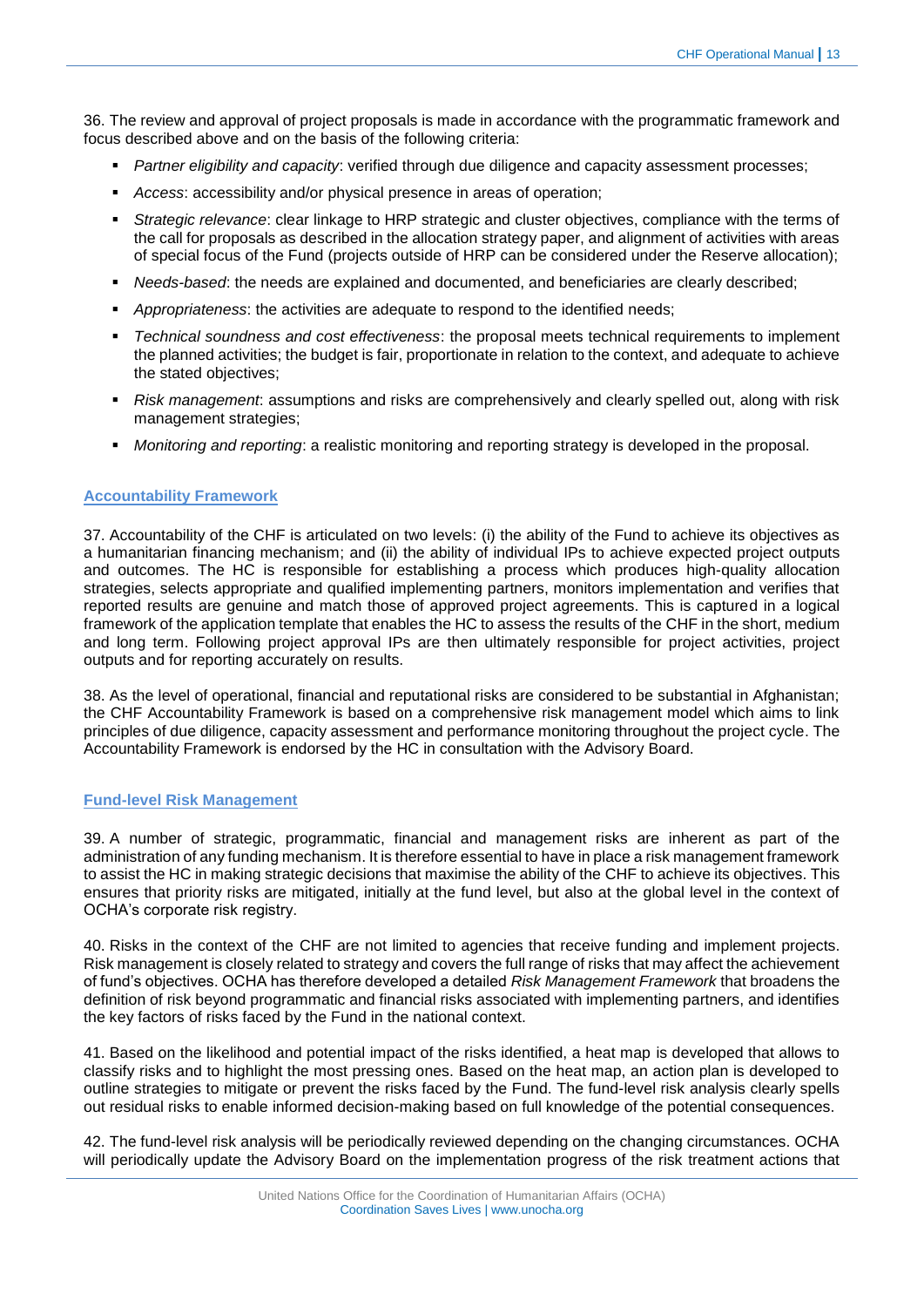36. The review and approval of project proposals is made in accordance with the programmatic framework and focus described above and on the basis of the following criteria:

- *Partner eligibility and capacity*: verified through due diligence and capacity assessment processes;
- *Access*: accessibility and/or physical presence in areas of operation;
- *Strategic relevance*: clear linkage to HRP strategic and cluster objectives, compliance with the terms of the call for proposals as described in the allocation strategy paper, and alignment of activities with areas of special focus of the Fund (projects outside of HRP can be considered under the Reserve allocation);
- *Needs-based*: the needs are explained and documented, and beneficiaries are clearly described;
- *Appropriateness*: the activities are adequate to respond to the identified needs;
- *Technical soundness and cost effectiveness*: the proposal meets technical requirements to implement the planned activities; the budget is fair, proportionate in relation to the context, and adequate to achieve the stated objectives;
- *Risk management*: assumptions and risks are comprehensively and clearly spelled out, along with risk management strategies;
- *Monitoring and reporting*: a realistic monitoring and reporting strategy is developed in the proposal.

## Accountability Framework

37. Accountability of the CHF is articulated on two levels: (i) the ability of the Fund to achieve its objectives as a humanitarian financing mechanism; and (ii) the ability of individual IPs to achieve expected project outputs and outcomes. The HC is responsible for establishing a process which produces high-quality allocation strategies, selects appropriate and qualified implementing partners, monitors implementation and verifies that reported results are genuine and match those of approved project agreements. This is captured in a logical framework of the application template that enables the HC to assess the results of the CHF in the short, medium and long term. Following project approval IPs are then ultimately responsible for project activities, project outputs and for reporting accurately on results.

38. As the level of operational, financial and reputational risks are considered to be substantial in Afghanistan; the CHF Accountability Framework is based on a comprehensive risk management model which aims to link principles of due diligence, capacity assessment and performance monitoring throughout the project cycle. The Accountability Framework is endorsed by the HC in consultation with the Advisory Board.

## Fund-level Risk Management

39. A number of strategic, programmatic, financial and management risks are inherent as part of the administration of any funding mechanism. It is therefore essential to have in place a risk management framework to assist the HC in making strategic decisions that maximise the ability of the CHF to achieve its objectives. This ensures that priority risks are mitigated, initially at the fund level, but also at the global level in the context of OCHA's corporate risk registry.

40. Risks in the context of the CHF are not limited to agencies that receive funding and implement projects. Risk management is closely related to strategy and covers the full range of risks that may affect the achievement of fund's objectives. OCHA has therefore developed a detailed *Risk Management Framework* that broadens the definition of risk beyond programmatic and financial risks associated with implementing partners, and identifies the key factors of risks faced by the Fund in the national context.

41. Based on the likelihood and potential impact of the risks identified, a heat map is developed that allows to classify risks and to highlight the most pressing ones. Based on the heat map, an action plan is developed to outline strategies to mitigate or prevent the risks faced by the Fund. The fund-level risk analysis clearly spells out residual risks to enable informed decision-making based on full knowledge of the potential consequences.

42. The fund-level risk analysis will be periodically reviewed depending on the changing circumstances. OCHA will periodically update the Advisory Board on the implementation progress of the risk treatment actions that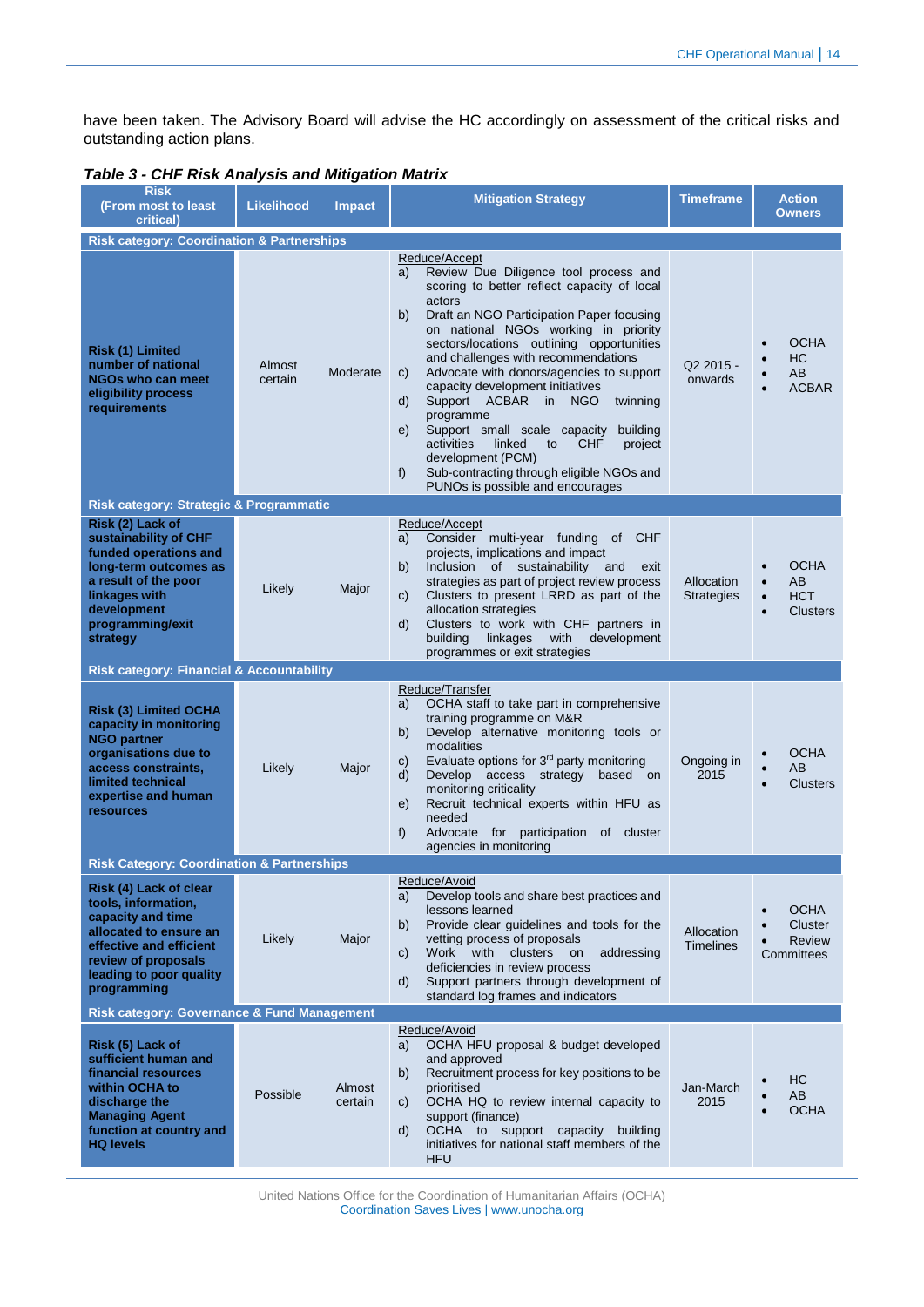have been taken. The Advisory Board will advise the HC accordingly on assessment of the critical risks and outstanding action plans.

***Table 3 - CHF Risk Analysis and Mitigation Matrix***

| Risk (From most to least critical) | Likelihood | Impact | Mitigation Strategy | Timeframe | Action Owners |
|---|---|---|---|---|---|
| **Risk category: Coordination & Partnerships** | | | | | |
| **Risk (1) Limited number of national NGOs who can meet eligibility process requirements** | Almost certain | Moderate | Reduce/Accept<br>a) Review Due Diligence tool process and scoring to better reflect capacity of local actors<br>b) Draft an NGO Participation Paper focusing on national NGOs working in priority sectors/locations outlining opportunities and challenges with recommendations<br>c) Advocate with donors/agencies to support capacity development initiatives<br>d) Support ACBAR in NGO twinning programme<br>e) Support small scale capacity building activities linked to CHF project development (PCM)<br>f) Sub-contracting through eligible NGOs and PUNOs is possible and encourages | Q2 2015 - onwards | • OCHA<br>• HC<br>• AB<br>• ACBAR |
| **Risk category: Strategic & Programmatic** | | | | | |
| **Risk (2) Lack of sustainability of CHF funded operations and long-term outcomes as a result of the poor linkages with development programming/exit strategy** | Likely | Major | Reduce/Accept<br>a) Consider multi-year funding of CHF projects, implications and impact<br>b) Inclusion of sustainability and exit strategies as part of project review process<br>c) Clusters to present LRRD as part of the allocation strategies<br>d) Clusters to work with CHF partners in building linkages with development programmes or exit strategies | Allocation Strategies | • OCHA<br>• AB<br>• HCT<br>• Clusters |
| **Risk category: Financial & Accountability** | | | | | |
| **Risk (3) Limited OCHA capacity in monitoring NGO partner organisations due to access constraints, limited technical expertise and human resources** | Likely | Major | Reduce/Transfer<br>a) OCHA staff to take part in comprehensive training programme on M&R<br>b) Develop alternative monitoring tools or modalities<br>c) Evaluate options for 3rd party monitoring<br>d) Develop access strategy based on monitoring criticality<br>e) Recruit technical experts within HFU as needed<br>f) Advocate for participation of cluster agencies in monitoring | Ongoing in 2015 | • OCHA<br>• AB<br>• Clusters |
| **Risk Category: Coordination & Partnerships** | | | | | |
| **Risk (4) Lack of clear tools, information, capacity and time allocated to ensure an effective and efficient review of proposals leading to poor quality programming** | Likely | Major | Reduce/Avoid<br>a) Develop tools and share best practices and lessons learned<br>b) Provide clear guidelines and tools for the vetting process of proposals<br>c) Work with clusters on addressing deficiencies in review process<br>d) Support partners through development of standard log frames and indicators | Allocation Timelines | • OCHA<br>• Cluster<br>• Review Committees |
| **Risk category: Governance & Fund Management** | | | | | |
| **Risk (5) Lack of sufficient human and financial resources within OCHA to discharge the Managing Agent function at country and HQ levels** | Possible | Almost certain | Reduce/Avoid<br>a) OCHA HFU proposal & budget developed and approved<br>b) Recruitment process for key positions to be prioritised<br>c) OCHA HQ to review internal capacity to support (finance)<br>d) OCHA to support capacity building initiatives for national staff members of the HFU | Jan-March 2015 | • HC<br>• AB<br>• OCHA |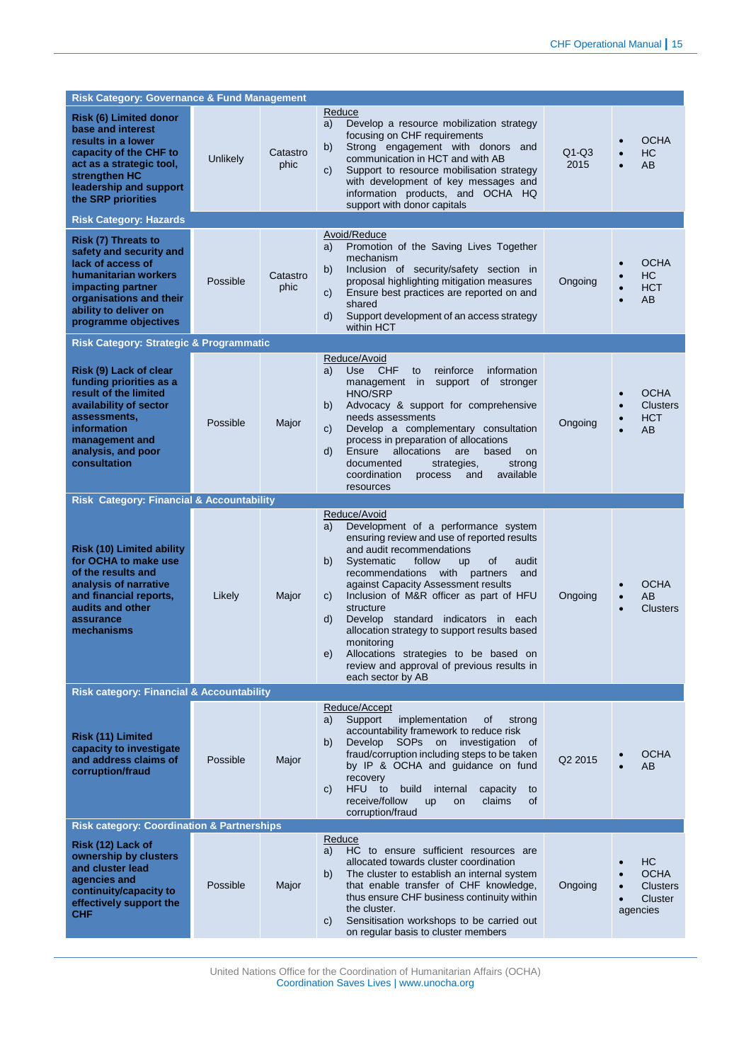| Risk | Likelihood | Impact | Mitigation Measures | Timeframe | Responsibility |
|---|---|---|---|---|---|
| **Risk Category: Governance & Fund Management** | | | | | |
| **Risk (6) Limited donor base and interest results in a lower capacity of the CHF to act as a strategic tool, strengthen HC leadership and support the SRP priorities** | Unlikely | Catastrophic | Reduce<br>a) Develop a resource mobilization strategy focusing on CHF requirements<br>b) Strong engagement with donors and communication in HCT and with AB<br>c) Support to resource mobilisation strategy with development of key messages and information products, and OCHA HQ support with donor capitals | Q1-Q3 2015 | • OCHA<br>• HC<br>• AB |
| **Risk Category: Hazards** | | | | | |
| **Risk (7) Threats to safety and security and lack of access of humanitarian workers impacting partner organisations and their ability to deliver on programme objectives** | Possible | Catastrophic | Avoid/Reduce<br>a) Promotion of the Saving Lives Together mechanism<br>b) Inclusion of security/safety section in proposal highlighting mitigation measures<br>c) Ensure best practices are reported on and shared<br>d) Support development of an access strategy within HCT | Ongoing | • OCHA<br>• HC<br>• HCT<br>• AB |
| **Risk Category: Strategic & Programmatic** | | | | | |
| **Risk (9) Lack of clear funding priorities as a result of the limited availability of sector assessments, information management and analysis, and poor consultation** | Possible | Major | Reduce/Avoid<br>a) Use CHF to reinforce information management in support of stronger HNO/SRP<br>b) Advocacy & support for comprehensive needs assessments<br>c) Develop a complementary consultation process in preparation of allocations<br>d) Ensure allocations are based on documented strategies, strong coordination process and available resources | Ongoing | • OCHA<br>• Clusters<br>• HCT<br>• AB |
| **Risk Category: Financial & Accountability** | | | | | |
| **Risk (10) Limited ability for OCHA to make use of the results and analysis of narrative and financial reports, audits and other assurance mechanisms** | Likely | Major | Reduce/Avoid<br>a) Development of a performance system ensuring review and use of reported results and audit recommendations<br>b) Systematic follow up of audit recommendations with partners and against Capacity Assessment results<br>c) Inclusion of M&R officer as part of HFU structure<br>d) Develop standard indicators in each allocation strategy to support results based monitoring<br>e) Allocations strategies to be based on review and approval of previous results in each sector by AB | Ongoing | • OCHA<br>• AB<br>• Clusters |
| **Risk category: Financial & Accountability** | | | | | |
| **Risk (11) Limited capacity to investigate and address claims of corruption/fraud** | Possible | Major | Reduce/Accept<br>a) Support implementation of strong accountability framework to reduce risk<br>b) Develop SOPs on investigation of fraud/corruption including steps to be taken by IP & OCHA and guidance on fund recovery<br>c) HFU to build internal capacity to receive/follow up on claims of corruption/fraud | Q2 2015 | • OCHA<br>• AB |
| **Risk category: Coordination & Partnerships** | | | | | |
| **Risk (12) Lack of ownership by clusters and cluster lead agencies and continuity/capacity to effectively support the CHF** | Possible | Major | Reduce<br>a) HC to ensure sufficient resources are allocated towards cluster coordination<br>b) The cluster to establish an internal system that enable transfer of CHF knowledge, thus ensure CHF business continuity within the cluster.<br>c) Sensitisation workshops to be carried out on regular basis to cluster members | Ongoing | • HC<br>• OCHA<br>• Clusters<br>• Cluster agencies |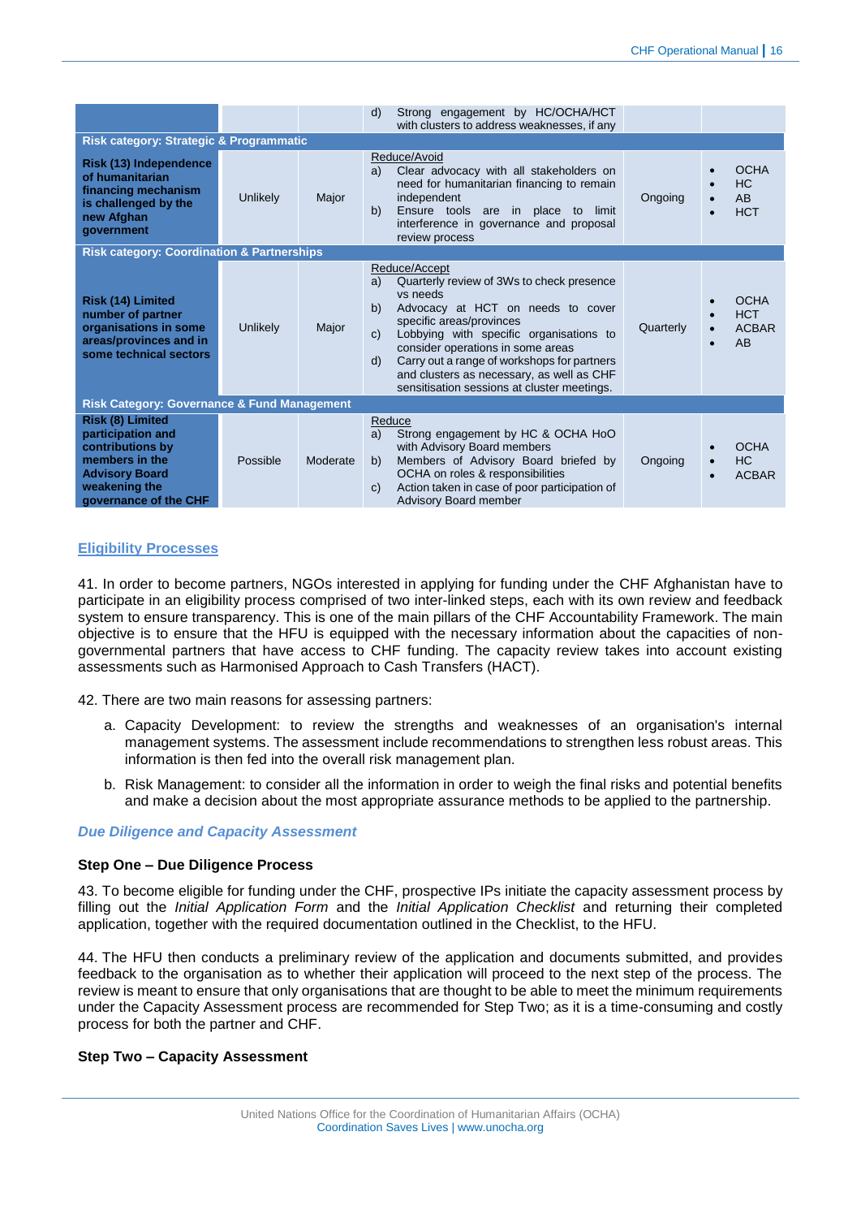| | | | d) Strong engagement by HC/OCHA/HCT with clusters to address weaknesses, if any | | |
|---|---|---|---|---|---|
| **Risk category: Strategic & Programmatic** | | | | | |
| **Risk (13) Independence of humanitarian financing mechanism is challenged by the new Afghan government** | Unlikely | Major | Reduce/Avoid<br>a) Clear advocacy with all stakeholders on need for humanitarian financing to remain independent<br>b) Ensure tools are in place to limit interference in governance and proposal review process | Ongoing | • OCHA<br>• HC<br>• AB<br>• HCT |
| **Risk category: Coordination & Partnerships** | | | | | |
| **Risk (14) Limited number of partner organisations in some areas/provinces and in some technical sectors** | Unlikely | Major | Reduce/Accept<br>a) Quarterly review of 3Ws to check presence vs needs<br>b) Advocacy at HCT on needs to cover specific areas/provinces<br>c) Lobbying with specific organisations to consider operations in some areas<br>d) Carry out a range of workshops for partners and clusters as necessary, as well as CHF sensitisation sessions at cluster meetings. | Quarterly | • OCHA<br>• HCT<br>• ACBAR<br>• AB |
| **Risk Category: Governance & Fund Management** | | | | | |
| **Risk (8) Limited participation and contributions by members in the Advisory Board weakening the governance of the CHF** | Possible | Moderate | Reduce<br>a) Strong engagement by HC & OCHA HoO with Advisory Board members<br>b) Members of Advisory Board briefed by OCHA on roles & responsibilities<br>c) Action taken in case of poor participation of Advisory Board member | Ongoing | • OCHA<br>• HC<br>• ACBAR |

## Eligibility Processes

41. In order to become partners, NGOs interested in applying for funding under the CHF Afghanistan have to participate in an eligibility process comprised of two inter-linked steps, each with its own review and feedback system to ensure transparency. This is one of the main pillars of the CHF Accountability Framework. The main objective is to ensure that the HFU is equipped with the necessary information about the capacities of non-governmental partners that have access to CHF funding. The capacity review takes into account existing assessments such as Harmonised Approach to Cash Transfers (HACT).

42. There are two main reasons for assessing partners:

a. Capacity Development: to review the strengths and weaknesses of an organisation's internal management systems. The assessment include recommendations to strengthen less robust areas. This information is then fed into the overall risk management plan.

b. Risk Management: to consider all the information in order to weigh the final risks and potential benefits and make a decision about the most appropriate assurance methods to be applied to the partnership.

### *Due Diligence and Capacity Assessment*

**Step One – Due Diligence Process**

43. To become eligible for funding under the CHF, prospective IPs initiate the capacity assessment process by filling out the *Initial Application Form* and the *Initial Application Checklist* and returning their completed application, together with the required documentation outlined in the Checklist, to the HFU.

44. The HFU then conducts a preliminary review of the application and documents submitted, and provides feedback to the organisation as to whether their application will proceed to the next step of the process. The review is meant to ensure that only organisations that are thought to be able to meet the minimum requirements under the Capacity Assessment process are recommended for Step Two; as it is a time-consuming and costly process for both the partner and CHF.

**Step Two – Capacity Assessment**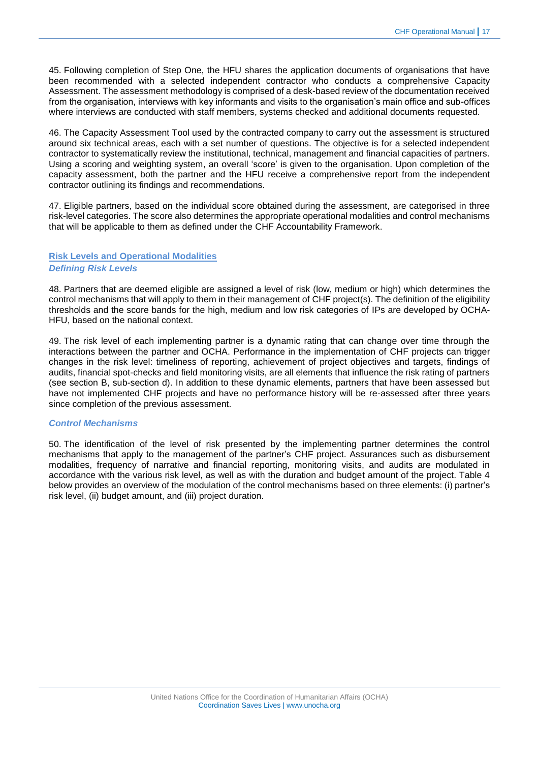45. Following completion of Step One, the HFU shares the application documents of organisations that have been recommended with a selected independent contractor who conducts a comprehensive Capacity Assessment. The assessment methodology is comprised of a desk-based review of the documentation received from the organisation, interviews with key informants and visits to the organisation's main office and sub-offices where interviews are conducted with staff members, systems checked and additional documents requested.

46. The Capacity Assessment Tool used by the contracted company to carry out the assessment is structured around six technical areas, each with a set number of questions. The objective is for a selected independent contractor to systematically review the institutional, technical, management and financial capacities of partners. Using a scoring and weighting system, an overall 'score' is given to the organisation. Upon completion of the capacity assessment, both the partner and the HFU receive a comprehensive report from the independent contractor outlining its findings and recommendations.

47. Eligible partners, based on the individual score obtained during the assessment, are categorised in three risk-level categories. The score also determines the appropriate operational modalities and control mechanisms that will be applicable to them as defined under the CHF Accountability Framework.

## Risk Levels and Operational Modalities

### *Defining Risk Levels*

48. Partners that are deemed eligible are assigned a level of risk (low, medium or high) which determines the control mechanisms that will apply to them in their management of CHF project(s). The definition of the eligibility thresholds and the score bands for the high, medium and low risk categories of IPs are developed by OCHA-HFU, based on the national context.

49. The risk level of each implementing partner is a dynamic rating that can change over time through the interactions between the partner and OCHA. Performance in the implementation of CHF projects can trigger changes in the risk level: timeliness of reporting, achievement of project objectives and targets, findings of audits, financial spot-checks and field monitoring visits, are all elements that influence the risk rating of partners (see section B, sub-section d). In addition to these dynamic elements, partners that have been assessed but have not implemented CHF projects and have no performance history will be re-assessed after three years since completion of the previous assessment.

### *Control Mechanisms*

50. The identification of the level of risk presented by the implementing partner determines the control mechanisms that apply to the management of the partner's CHF project. Assurances such as disbursement modalities, frequency of narrative and financial reporting, monitoring visits, and audits are modulated in accordance with the various risk level, as well as with the duration and budget amount of the project. Table 4 below provides an overview of the modulation of the control mechanisms based on three elements: (i) partner's risk level, (ii) budget amount, and (iii) project duration.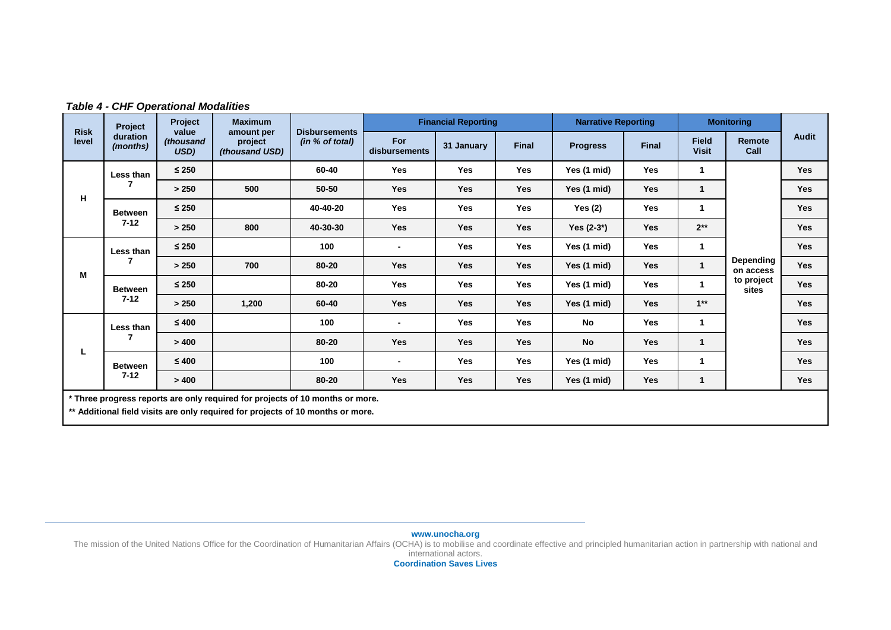*Table 4 - CHF Operational Modalities*

| Risk level | Project duration *(months)* | Project value *(thousand USD)* | Maximum amount per project *(thousand USD)* | Disbursements *(in % of total)* | Financial Reporting | | | Narrative Reporting | | Monitoring | | Audit |
|---|---|---|---|---|---|---|---|---|---|---|---|---|
| | | | | | For disbursements | 31 January | Final | Progress | Final | Field Visit | Remote Call | |
| H | Less than 7 | ≤ 250 | | 60-40 | Yes | Yes | Yes | Yes (1 mid) | Yes | 1 | Depending on access to project sites | Yes |
| | | > 250 | 500 | 50-50 | Yes | Yes | Yes | Yes (1 mid) | Yes | 1 | | Yes |
| | Between 7-12 | ≤ 250 | | 40-40-20 | Yes | Yes | Yes | Yes (2) | Yes | 1 | | Yes |
| | | > 250 | 800 | 40-30-30 | Yes | Yes | Yes | Yes (2-3*) | Yes | 2** | | Yes |
| M | Less than 7 | ≤ 250 | | 100 | - | Yes | Yes | Yes (1 mid) | Yes | 1 | | Yes |
| | | > 250 | 700 | 80-20 | Yes | Yes | Yes | Yes (1 mid) | Yes | 1 | | Yes |
| | Between 7-12 | ≤ 250 | | 80-20 | Yes | Yes | Yes | Yes (1 mid) | Yes | 1 | | Yes |
| | | > 250 | 1,200 | 60-40 | Yes | Yes | Yes | Yes (1 mid) | Yes | 1** | | Yes |
| L | Less than 7 | ≤ 400 | | 100 | - | Yes | Yes | No | Yes | 1 | | Yes |
| | | > 400 | | 80-20 | Yes | Yes | Yes | No | Yes | 1 | | Yes |
| | Between 7-12 | ≤ 400 | | 100 | - | Yes | Yes | Yes (1 mid) | Yes | 1 | | Yes |
| | | > 400 | | 80-20 | Yes | Yes | Yes | Yes (1 mid) | Yes | 1 | | Yes |

**\* Three progress reports are only required for projects of 10 months or more.**

**\*\* Additional field visits are only required for projects of 10 months or more.**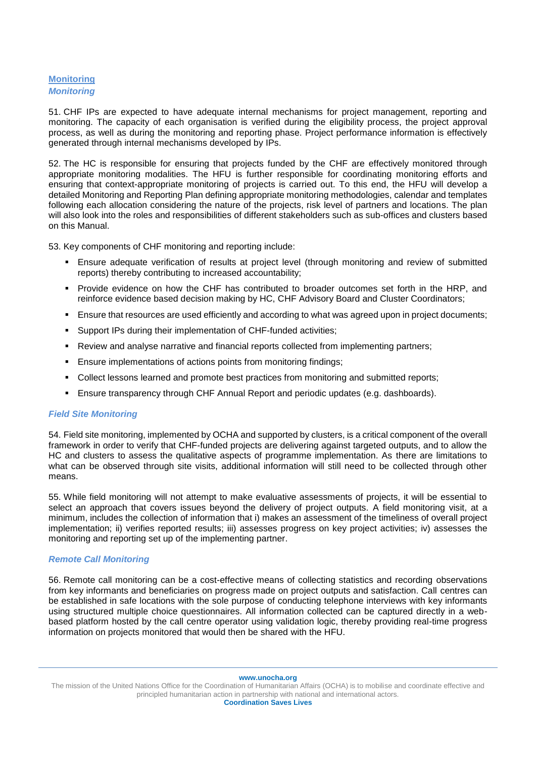## Monitoring

### *Monitoring*

51. CHF IPs are expected to have adequate internal mechanisms for project management, reporting and monitoring. The capacity of each organisation is verified during the eligibility process, the project approval process, as well as during the monitoring and reporting phase. Project performance information is effectively generated through internal mechanisms developed by IPs.

52. The HC is responsible for ensuring that projects funded by the CHF are effectively monitored through appropriate monitoring modalities. The HFU is further responsible for coordinating monitoring efforts and ensuring that context-appropriate monitoring of projects is carried out. To this end, the HFU will develop a detailed Monitoring and Reporting Plan defining appropriate monitoring methodologies, calendar and templates following each allocation considering the nature of the projects, risk level of partners and locations. The plan will also look into the roles and responsibilities of different stakeholders such as sub-offices and clusters based on this Manual.

53. Key components of CHF monitoring and reporting include:

- Ensure adequate verification of results at project level (through monitoring and review of submitted reports) thereby contributing to increased accountability;
- Provide evidence on how the CHF has contributed to broader outcomes set forth in the HRP, and reinforce evidence based decision making by HC, CHF Advisory Board and Cluster Coordinators;
- Ensure that resources are used efficiently and according to what was agreed upon in project documents;
- Support IPs during their implementation of CHF-funded activities;
- Review and analyse narrative and financial reports collected from implementing partners;
- Ensure implementations of actions points from monitoring findings;
- Collect lessons learned and promote best practices from monitoring and submitted reports;
- Ensure transparency through CHF Annual Report and periodic updates (e.g. dashboards).

### *Field Site Monitoring*

54. Field site monitoring, implemented by OCHA and supported by clusters, is a critical component of the overall framework in order to verify that CHF-funded projects are delivering against targeted outputs, and to allow the HC and clusters to assess the qualitative aspects of programme implementation. As there are limitations to what can be observed through site visits, additional information will still need to be collected through other means.

55. While field monitoring will not attempt to make evaluative assessments of projects, it will be essential to select an approach that covers issues beyond the delivery of project outputs. A field monitoring visit, at a minimum, includes the collection of information that i) makes an assessment of the timeliness of overall project implementation; ii) verifies reported results; iii) assesses progress on key project activities; iv) assesses the monitoring and reporting set up of the implementing partner.

### *Remote Call Monitoring*

56. Remote call monitoring can be a cost-effective means of collecting statistics and recording observations from key informants and beneficiaries on progress made on project outputs and satisfaction. Call centres can be established in safe locations with the sole purpose of conducting telephone interviews with key informants using structured multiple choice questionnaires. All information collected can be captured directly in a web-based platform hosted by the call centre operator using validation logic, thereby providing real-time progress information on projects monitored that would then be shared with the HFU.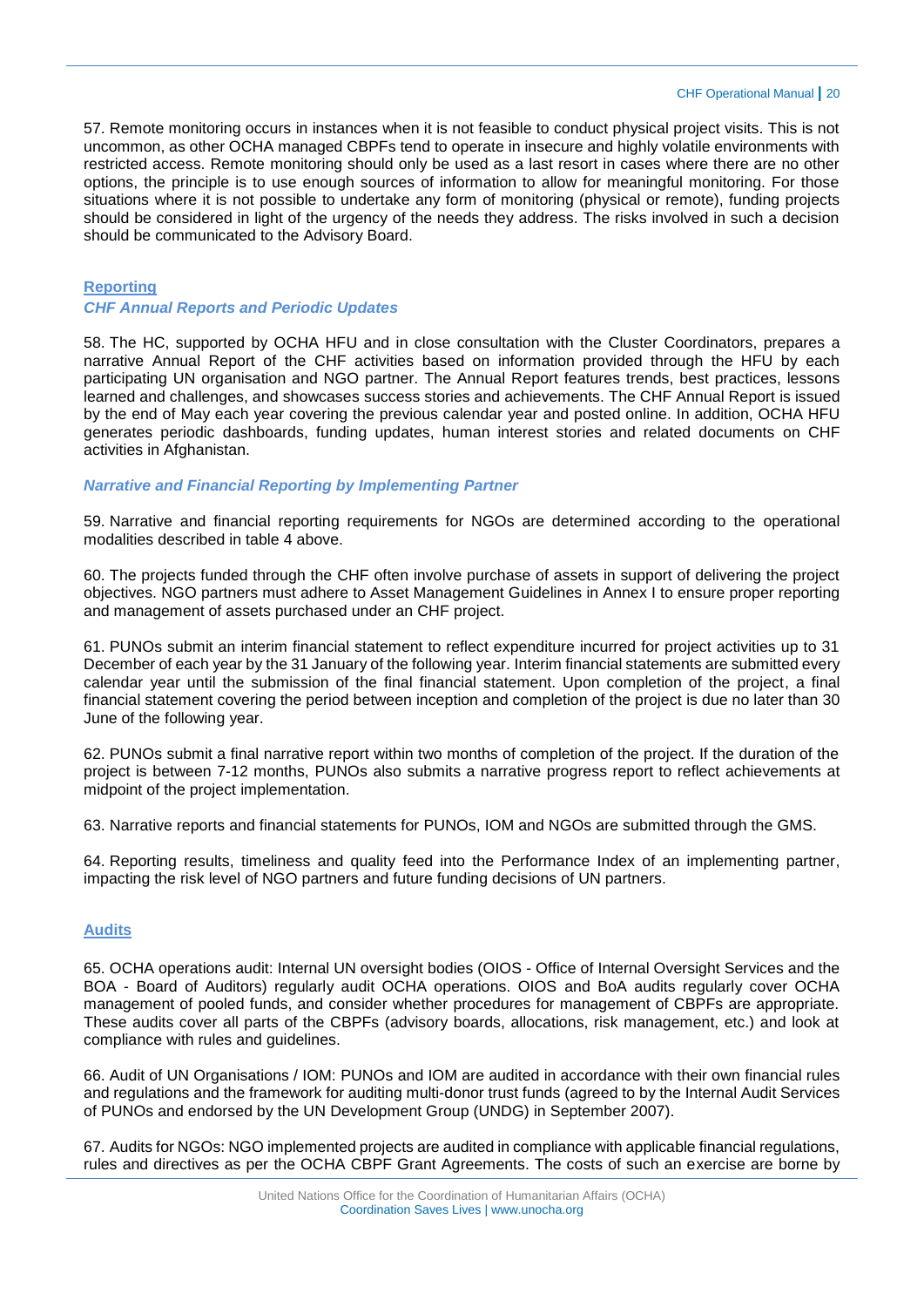57. Remote monitoring occurs in instances when it is not feasible to conduct physical project visits. This is not uncommon, as other OCHA managed CBPFs tend to operate in insecure and highly volatile environments with restricted access. Remote monitoring should only be used as a last resort in cases where there are no other options, the principle is to use enough sources of information to allow for meaningful monitoring. For those situations where it is not possible to undertake any form of monitoring (physical or remote), funding projects should be considered in light of the urgency of the needs they address. The risks involved in such a decision should be communicated to the Advisory Board.

## Reporting

### *CHF Annual Reports and Periodic Updates*

58. The HC, supported by OCHA HFU and in close consultation with the Cluster Coordinators, prepares a narrative Annual Report of the CHF activities based on information provided through the HFU by each participating UN organisation and NGO partner. The Annual Report features trends, best practices, lessons learned and challenges, and showcases success stories and achievements. The CHF Annual Report is issued by the end of May each year covering the previous calendar year and posted online. In addition, OCHA HFU generates periodic dashboards, funding updates, human interest stories and related documents on CHF activities in Afghanistan.

### *Narrative and Financial Reporting by Implementing Partner*

59. Narrative and financial reporting requirements for NGOs are determined according to the operational modalities described in table 4 above.

60. The projects funded through the CHF often involve purchase of assets in support of delivering the project objectives. NGO partners must adhere to Asset Management Guidelines in Annex I to ensure proper reporting and management of assets purchased under an CHF project.

61. PUNOs submit an interim financial statement to reflect expenditure incurred for project activities up to 31 December of each year by the 31 January of the following year. Interim financial statements are submitted every calendar year until the submission of the final financial statement. Upon completion of the project, a final financial statement covering the period between inception and completion of the project is due no later than 30 June of the following year.

62. PUNOs submit a final narrative report within two months of completion of the project. If the duration of the project is between 7-12 months, PUNOs also submits a narrative progress report to reflect achievements at midpoint of the project implementation.

63. Narrative reports and financial statements for PUNOs, IOM and NGOs are submitted through the GMS.

64. Reporting results, timeliness and quality feed into the Performance Index of an implementing partner, impacting the risk level of NGO partners and future funding decisions of UN partners.

## Audits

65. OCHA operations audit: Internal UN oversight bodies (OIOS - Office of Internal Oversight Services and the BOA - Board of Auditors) regularly audit OCHA operations. OIOS and BoA audits regularly cover OCHA management of pooled funds, and consider whether procedures for management of CBPFs are appropriate. These audits cover all parts of the CBPFs (advisory boards, allocations, risk management, etc.) and look at compliance with rules and guidelines.

66. Audit of UN Organisations / IOM: PUNOs and IOM are audited in accordance with their own financial rules and regulations and the framework for auditing multi-donor trust funds (agreed to by the Internal Audit Services of PUNOs and endorsed by the UN Development Group (UNDG) in September 2007).

67. Audits for NGOs: NGO implemented projects are audited in compliance with applicable financial regulations, rules and directives as per the OCHA CBPF Grant Agreements. The costs of such an exercise are borne by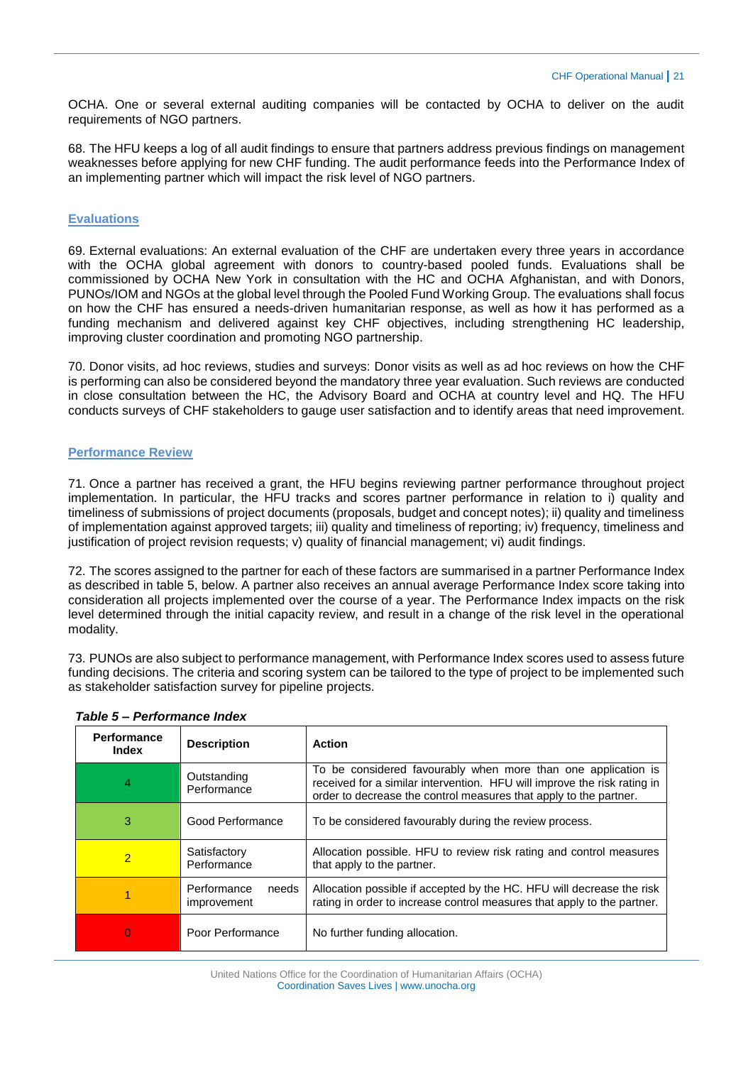OCHA. One or several external auditing companies will be contacted by OCHA to deliver on the audit requirements of NGO partners.

68. The HFU keeps a log of all audit findings to ensure that partners address previous findings on management weaknesses before applying for new CHF funding. The audit performance feeds into the Performance Index of an implementing partner which will impact the risk level of NGO partners.

### Evaluations

69. External evaluations: An external evaluation of the CHF are undertaken every three years in accordance with the OCHA global agreement with donors to country-based pooled funds. Evaluations shall be commissioned by OCHA New York in consultation with the HC and OCHA Afghanistan, and with Donors, PUNOs/IOM and NGOs at the global level through the Pooled Fund Working Group. The evaluations shall focus on how the CHF has ensured a needs-driven humanitarian response, as well as how it has performed as a funding mechanism and delivered against key CHF objectives, including strengthening HC leadership, improving cluster coordination and promoting NGO partnership.

70. Donor visits, ad hoc reviews, studies and surveys: Donor visits as well as ad hoc reviews on how the CHF is performing can also be considered beyond the mandatory three year evaluation. Such reviews are conducted in close consultation between the HC, the Advisory Board and OCHA at country level and HQ. The HFU conducts surveys of CHF stakeholders to gauge user satisfaction and to identify areas that need improvement.

### Performance Review

71. Once a partner has received a grant, the HFU begins reviewing partner performance throughout project implementation. In particular, the HFU tracks and scores partner performance in relation to i) quality and timeliness of submissions of project documents (proposals, budget and concept notes); ii) quality and timeliness of implementation against approved targets; iii) quality and timeliness of reporting; iv) frequency, timeliness and justification of project revision requests; v) quality of financial management; vi) audit findings.

72. The scores assigned to the partner for each of these factors are summarised in a partner Performance Index as described in table 5, below. A partner also receives an annual average Performance Index score taking into consideration all projects implemented over the course of a year. The Performance Index impacts on the risk level determined through the initial capacity review, and result in a change of the risk level in the operational modality.

73. PUNOs are also subject to performance management, with Performance Index scores used to assess future funding decisions. The criteria and scoring system can be tailored to the type of project to be implemented such as stakeholder satisfaction survey for pipeline projects.

***Table 5 – Performance Index***

| Performance Index | Description | Action |
|---|---|---|
| 4 | Outstanding Performance | To be considered favourably when more than one application is received for a similar intervention. HFU will improve the risk rating in order to decrease the control measures that apply to the partner. |
| 3 | Good Performance | To be considered favourably during the review process. |
| 2 | Satisfactory Performance | Allocation possible. HFU to review risk rating and control measures that apply to the partner. |
| 1 | Performance needs improvement | Allocation possible if accepted by the HC. HFU will decrease the risk rating in order to increase control measures that apply to the partner. |
| 0 | Poor Performance | No further funding allocation. |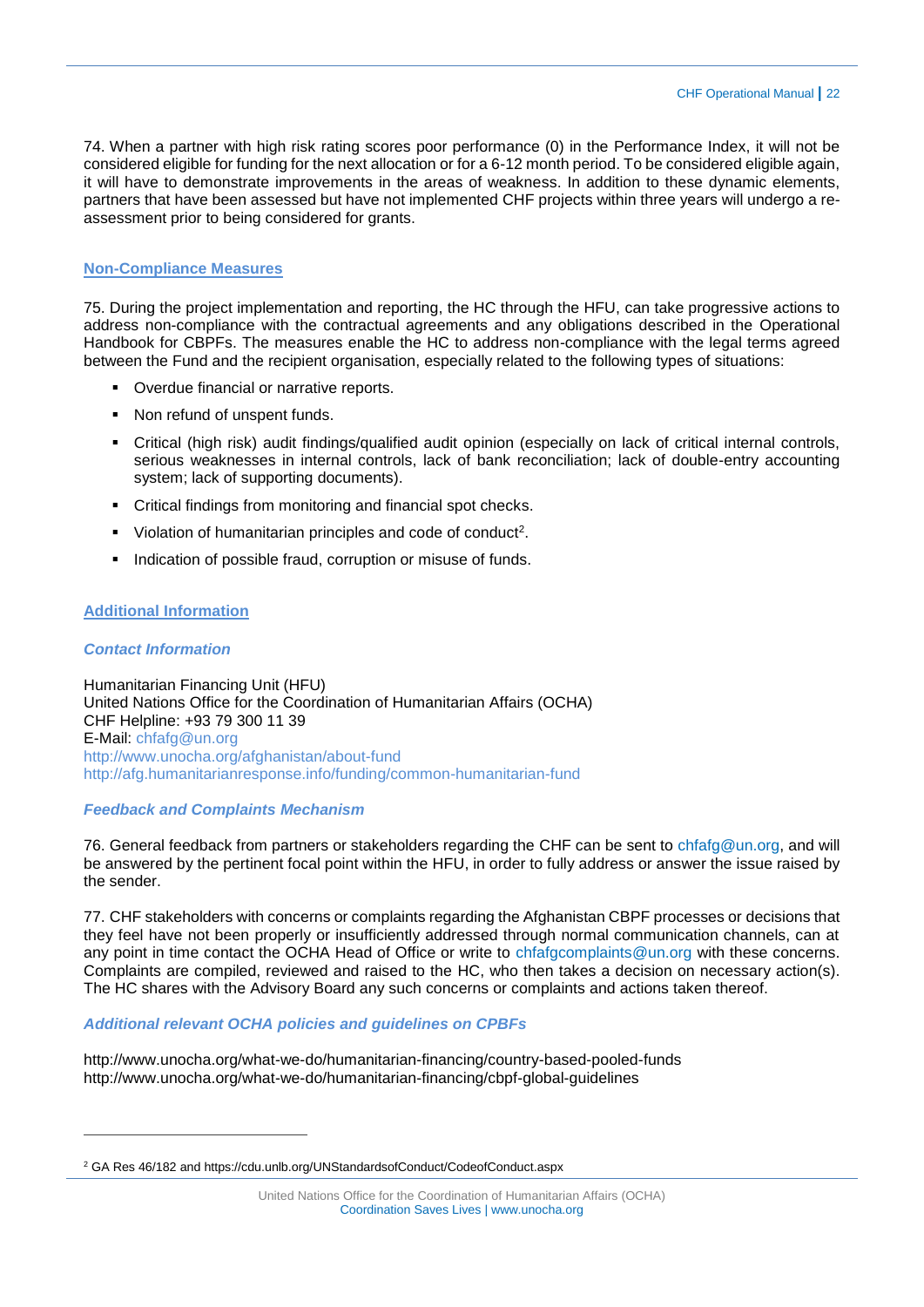74. When a partner with high risk rating scores poor performance (0) in the Performance Index, it will not be considered eligible for funding for the next allocation or for a 6-12 month period. To be considered eligible again, it will have to demonstrate improvements in the areas of weakness. In addition to these dynamic elements, partners that have been assessed but have not implemented CHF projects within three years will undergo a re-assessment prior to being considered for grants.

## Non-Compliance Measures

75. During the project implementation and reporting, the HC through the HFU, can take progressive actions to address non-compliance with the contractual agreements and any obligations described in the Operational Handbook for CBPFs. The measures enable the HC to address non-compliance with the legal terms agreed between the Fund and the recipient organisation, especially related to the following types of situations:

- Overdue financial or narrative reports.
- Non refund of unspent funds.
- Critical (high risk) audit findings/qualified audit opinion (especially on lack of critical internal controls, serious weaknesses in internal controls, lack of bank reconciliation; lack of double-entry accounting system; lack of supporting documents).
- Critical findings from monitoring and financial spot checks.
- Violation of humanitarian principles and code of conduct[2].
- Indication of possible fraud, corruption or misuse of funds.

## Additional Information

### *Contact Information*

Humanitarian Financing Unit (HFU)
United Nations Office for the Coordination of Humanitarian Affairs (OCHA)
CHF Helpline: +93 79 300 11 39
E-Mail: chfafg@un.org
http://www.unocha.org/afghanistan/about-fund
http://afg.humanitarianresponse.info/funding/common-humanitarian-fund

### *Feedback and Complaints Mechanism*

76. General feedback from partners or stakeholders regarding the CHF can be sent to chfafg@un.org, and will be answered by the pertinent focal point within the HFU, in order to fully address or answer the issue raised by the sender.

77. CHF stakeholders with concerns or complaints regarding the Afghanistan CBPF processes or decisions that they feel have not been properly or insufficiently addressed through normal communication channels, can at any point in time contact the OCHA Head of Office or write to chfafgcomplaints@un.org with these concerns. Complaints are compiled, reviewed and raised to the HC, who then takes a decision on necessary action(s). The HC shares with the Advisory Board any such concerns or complaints and actions taken thereof.

### *Additional relevant OCHA policies and guidelines on CPBFs*

http://www.unocha.org/what-we-do/humanitarian-financing/country-based-pooled-funds
http://www.unocha.org/what-we-do/humanitarian-financing/cbpf-global-guidelines

---

[2] GA Res 46/182 and https://cdu.unlb.org/UNStandardsofConduct/CodeofConduct.aspx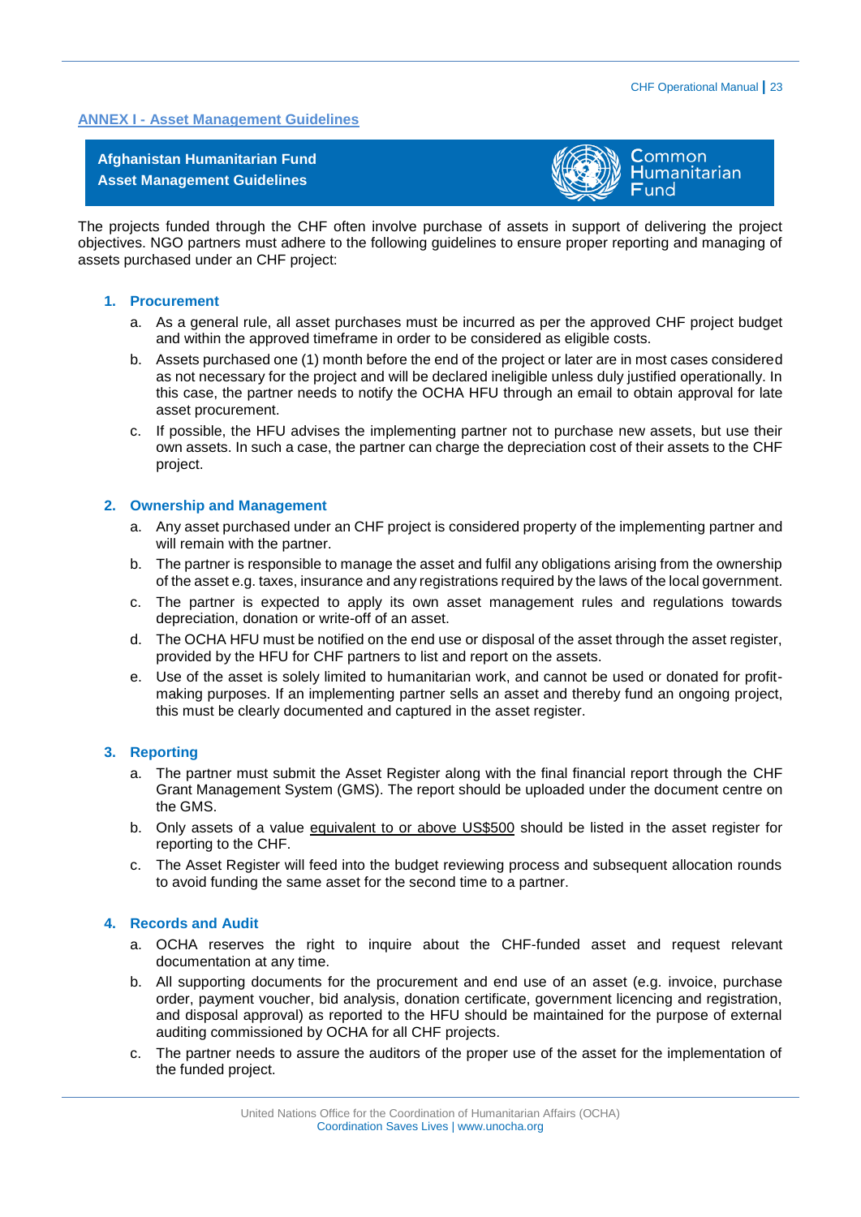## ANNEX I - Asset Management Guidelines

**Afghanistan Humanitarian Fund**
**Asset Management Guidelines**

Common Humanitarian Fund

The projects funded through the CHF often involve purchase of assets in support of delivering the project objectives. NGO partners must adhere to the following guidelines to ensure proper reporting and managing of assets purchased under an CHF project:

### 1. Procurement

a. As a general rule, all asset purchases must be incurred as per the approved CHF project budget and within the approved timeframe in order to be considered as eligible costs.

b. Assets purchased one (1) month before the end of the project or later are in most cases considered as not necessary for the project and will be declared ineligible unless duly justified operationally. In this case, the partner needs to notify the OCHA HFU through an email to obtain approval for late asset procurement.

c. If possible, the HFU advises the implementing partner not to purchase new assets, but use their own assets. In such a case, the partner can charge the depreciation cost of their assets to the CHF project.

### 2. Ownership and Management

a. Any asset purchased under an CHF project is considered property of the implementing partner and will remain with the partner.

b. The partner is responsible to manage the asset and fulfil any obligations arising from the ownership of the asset e.g. taxes, insurance and any registrations required by the laws of the local government.

c. The partner is expected to apply its own asset management rules and regulations towards depreciation, donation or write-off of an asset.

d. The OCHA HFU must be notified on the end use or disposal of the asset through the asset register, provided by the HFU for CHF partners to list and report on the assets.

e. Use of the asset is solely limited to humanitarian work, and cannot be used or donated for profit-making purposes. If an implementing partner sells an asset and thereby fund an ongoing project, this must be clearly documented and captured in the asset register.

### 3. Reporting

a. The partner must submit the Asset Register along with the final financial report through the CHF Grant Management System (GMS). The report should be uploaded under the document centre on the GMS.

b. Only assets of a value equivalent to or above US$500 should be listed in the asset register for reporting to the CHF.

c. The Asset Register will feed into the budget reviewing process and subsequent allocation rounds to avoid funding the same asset for the second time to a partner.

### 4. Records and Audit

a. OCHA reserves the right to inquire about the CHF-funded asset and request relevant documentation at any time.

b. All supporting documents for the procurement and end use of an asset (e.g. invoice, purchase order, payment voucher, bid analysis, donation certificate, government licencing and registration, and disposal approval) as reported to the HFU should be maintained for the purpose of external auditing commissioned by OCHA for all CHF projects.

c. The partner needs to assure the auditors of the proper use of the asset for the implementation of the funded project.